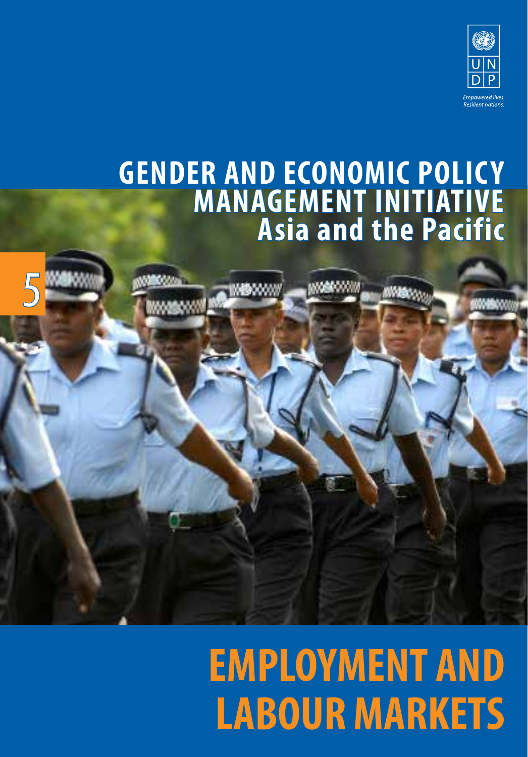Empowered lives.
Resilient nations.

# GENDER AND ECONOMIC POLICY MANAGEMENT INITIATIVE
## Asia and the Pacific

5

# EMPLOYMENT AND LABOUR MARKETS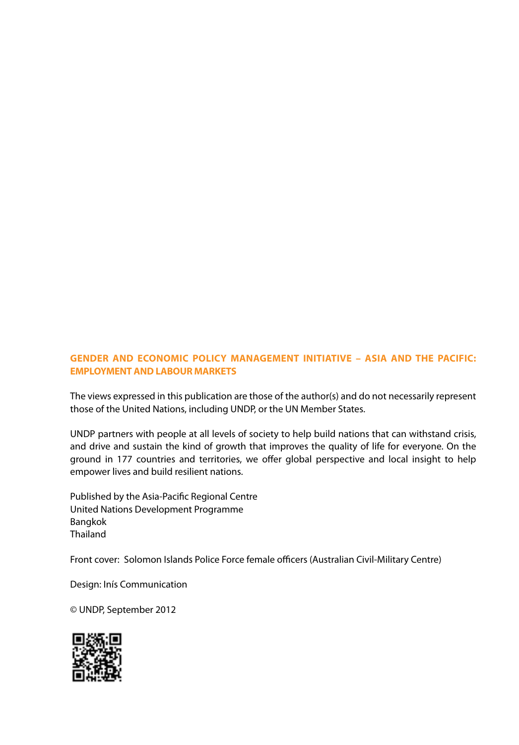**GENDER AND ECONOMIC POLICY MANAGEMENT INITIATIVE – ASIA AND THE PACIFIC: EMPLOYMENT AND LABOUR MARKETS**

The views expressed in this publication are those of the author(s) and do not necessarily represent those of the United Nations, including UNDP, or the UN Member States.

UNDP partners with people at all levels of society to help build nations that can withstand crisis, and drive and sustain the kind of growth that improves the quality of life for everyone. On the ground in 177 countries and territories, we offer global perspective and local insight to help empower lives and build resilient nations.

Published by the Asia-Pacific Regional Centre  
United Nations Development Programme  
Bangkok  
Thailand

Front cover: Solomon Islands Police Force female officers (Australian Civil-Military Centre)

Design: Inís Communication

© UNDP, September 2012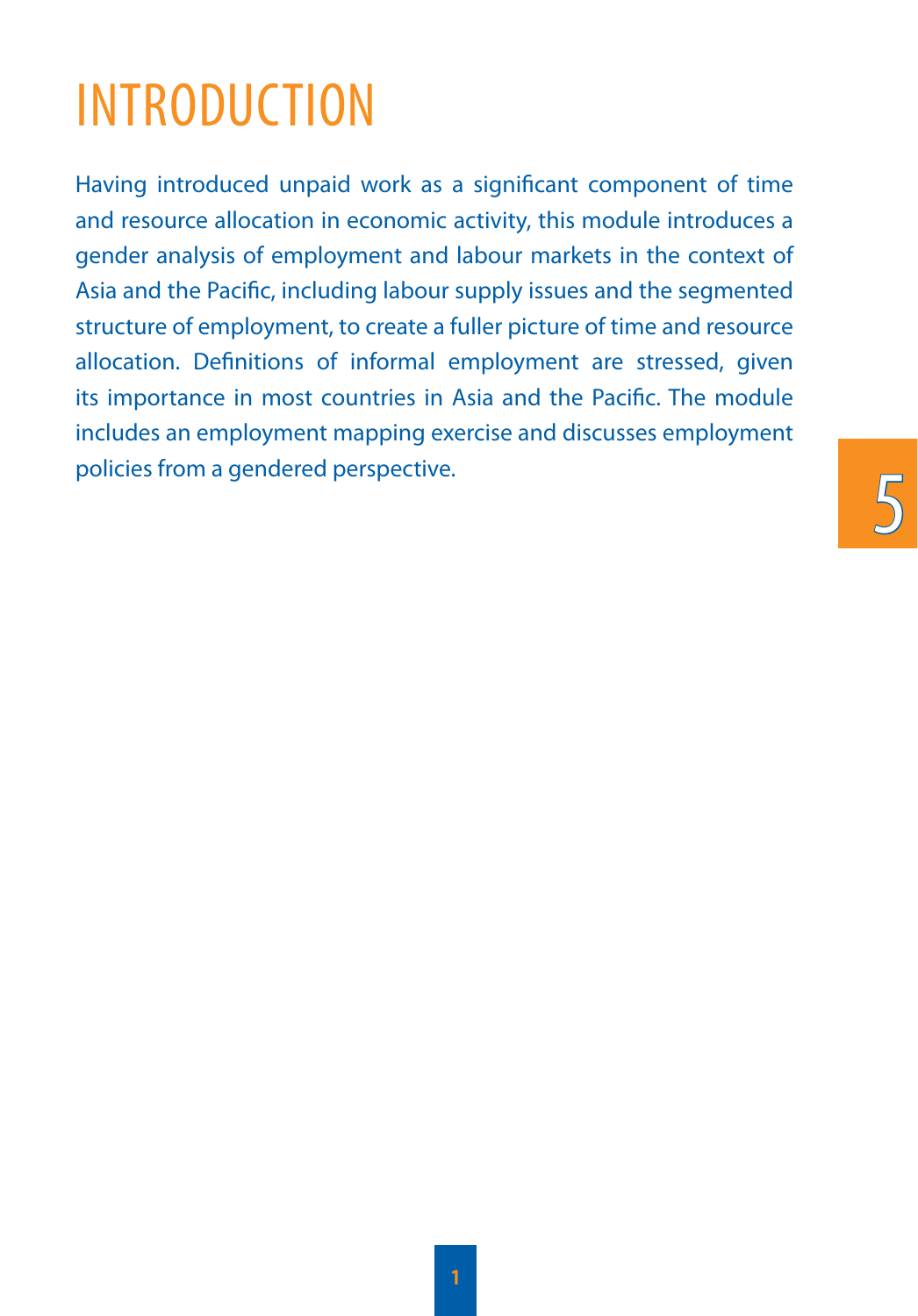# INTRODUCTION

Having introduced unpaid work as a significant component of time and resource allocation in economic activity, this module introduces a gender analysis of employment and labour markets in the context of Asia and the Pacific, including labour supply issues and the segmented structure of employment, to create a fuller picture of time and resource allocation. Definitions of informal employment are stressed, given its importance in most countries in Asia and the Pacific. The module includes an employment mapping exercise and discusses employment policies from a gendered perspective.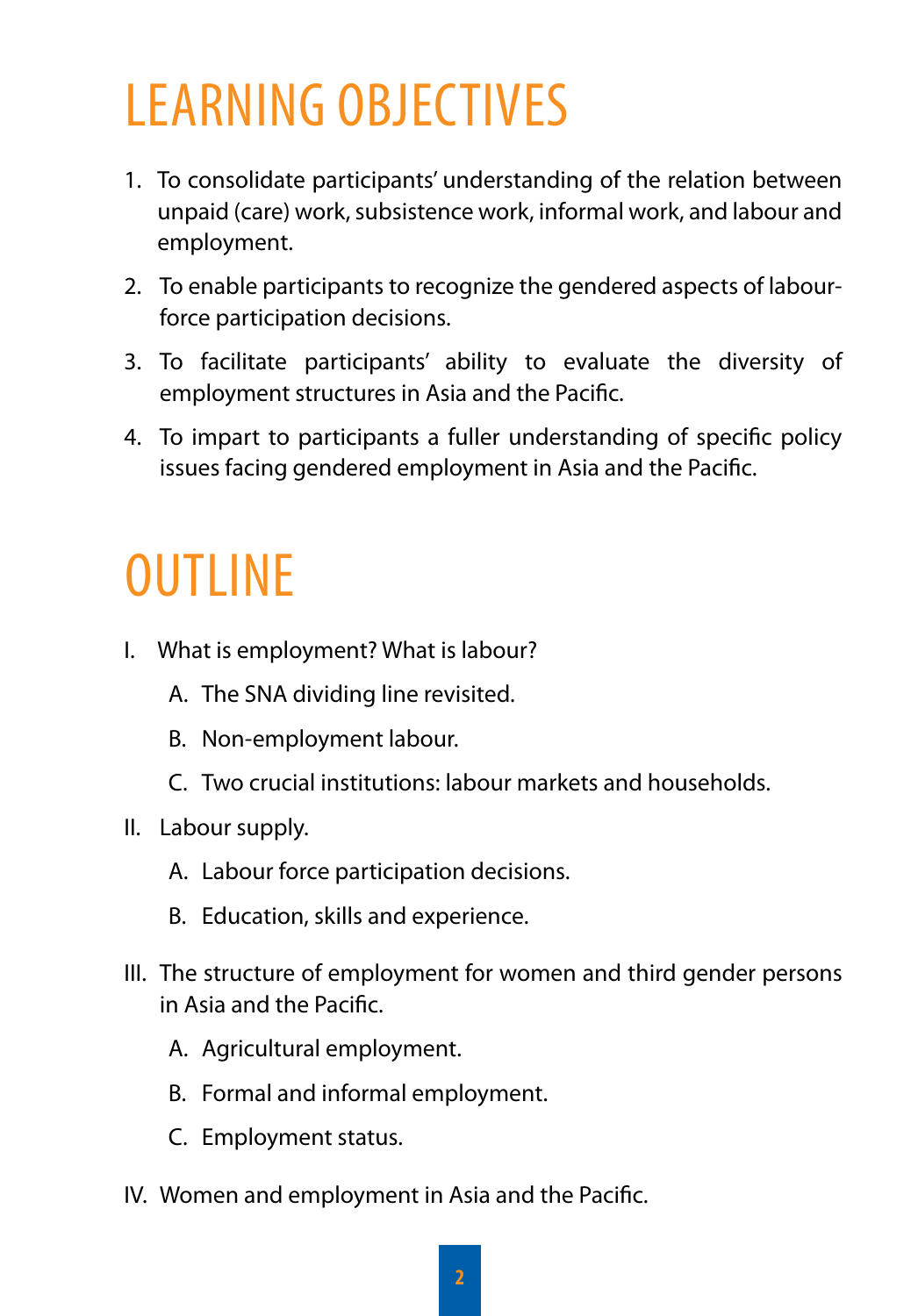# LEARNING OBJECTIVES

1. To consolidate participants' understanding of the relation between unpaid (care) work, subsistence work, informal work, and labour and employment.
2. To enable participants to recognize the gendered aspects of labour-force participation decisions.
3. To facilitate participants' ability to evaluate the diversity of employment structures in Asia and the Pacific.
4. To impart to participants a fuller understanding of specific policy issues facing gendered employment in Asia and the Pacific.

# OUTLINE

I. What is employment? What is labour?
   A. The SNA dividing line revisited.
   B. Non-employment labour.
   C. Two crucial institutions: labour markets and households.

II. Labour supply.
   A. Labour force participation decisions.
   B. Education, skills and experience.

III. The structure of employment for women and third gender persons in Asia and the Pacific.
   A. Agricultural employment.
   B. Formal and informal employment.
   C. Employment status.

IV. Women and employment in Asia and the Pacific.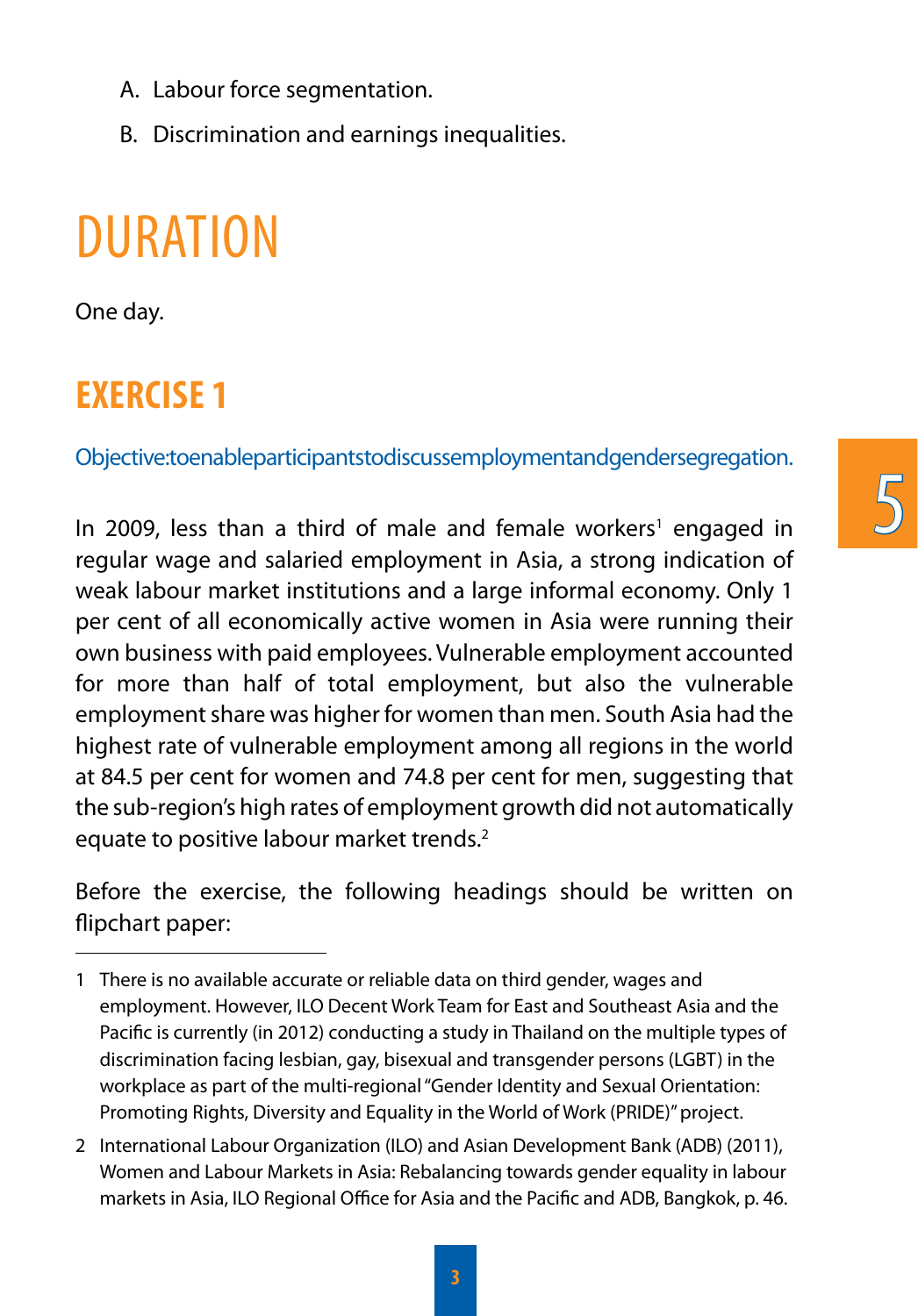A. Labour force segmentation.

B. Discrimination and earnings inequalities.

# DURATION

One day.

## EXERCISE 1

Objective: to enable participants to discuss employment and gender segregation.

In 2009, less than a third of male and female workers[1] engaged in regular wage and salaried employment in Asia, a strong indication of weak labour market institutions and a large informal economy. Only 1 per cent of all economically active women in Asia were running their own business with paid employees. Vulnerable employment accounted for more than half of total employment, but also the vulnerable employment share was higher for women than men. South Asia had the highest rate of vulnerable employment among all regions in the world at 84.5 per cent for women and 74.8 per cent for men, suggesting that the sub-region's high rates of employment growth did not automatically equate to positive labour market trends.[2]

Before the exercise, the following headings should be written on flipchart paper:

---

1 There is no available accurate or reliable data on third gender, wages and employment. However, ILO Decent Work Team for East and Southeast Asia and the Pacific is currently (in 2012) conducting a study in Thailand on the multiple types of discrimination facing lesbian, gay, bisexual and transgender persons (LGBT) in the workplace as part of the multi-regional "Gender Identity and Sexual Orientation: Promoting Rights, Diversity and Equality in the World of Work (PRIDE)" project.

2 International Labour Organization (ILO) and Asian Development Bank (ADB) (2011), Women and Labour Markets in Asia: Rebalancing towards gender equality in labour markets in Asia, ILO Regional Office for Asia and the Pacific and ADB, Bangkok, p. 46.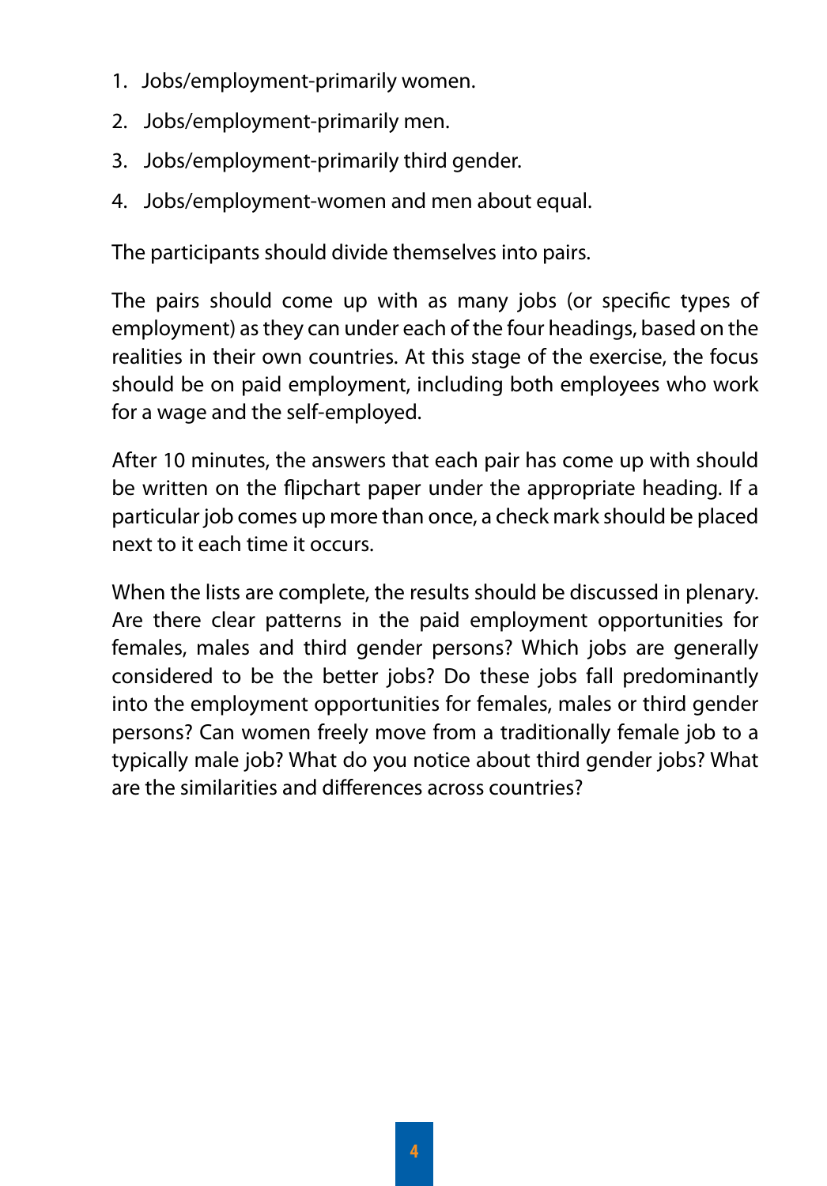1. Jobs/employment-primarily women.
2. Jobs/employment-primarily men.
3. Jobs/employment-primarily third gender.
4. Jobs/employment-women and men about equal.

The participants should divide themselves into pairs.

The pairs should come up with as many jobs (or specific types of employment) as they can under each of the four headings, based on the realities in their own countries. At this stage of the exercise, the focus should be on paid employment, including both employees who work for a wage and the self-employed.

After 10 minutes, the answers that each pair has come up with should be written on the flipchart paper under the appropriate heading. If a particular job comes up more than once, a check mark should be placed next to it each time it occurs.

When the lists are complete, the results should be discussed in plenary. Are there clear patterns in the paid employment opportunities for females, males and third gender persons? Which jobs are generally considered to be the better jobs? Do these jobs fall predominantly into the employment opportunities for females, males or third gender persons? Can women freely move from a traditionally female job to a typically male job? What do you notice about third gender jobs? What are the similarities and differences across countries?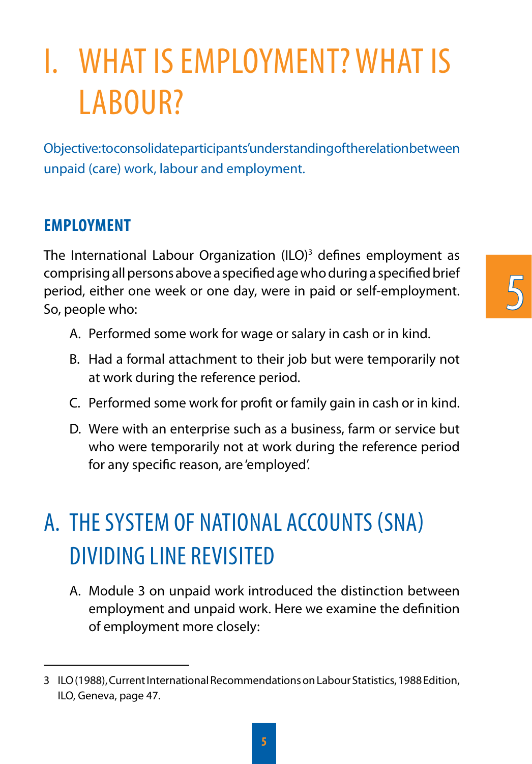# I. WHAT IS EMPLOYMENT? WHAT IS LABOUR?

Objective: to consolidate participants' understanding of the relation between unpaid (care) work, labour and employment.

## EMPLOYMENT

The International Labour Organization (ILO)[3] defines employment as comprising all persons above a specified age who during a specified brief period, either one week or one day, were in paid or self-employment. So, people who:

A. Performed some work for wage or salary in cash or in kind.

B. Had a formal attachment to their job but were temporarily not at work during the reference period.

C. Performed some work for profit or family gain in cash or in kind.

D. Were with an enterprise such as a business, farm or service but who were temporarily not at work during the reference period for any specific reason, are 'employed'.

## A. THE SYSTEM OF NATIONAL ACCOUNTS (SNA) DIVIDING LINE REVISITED

A. Module 3 on unpaid work introduced the distinction between employment and unpaid work. Here we examine the definition of employment more closely:

---

3 ILO (1988), Current International Recommendations on Labour Statistics, 1988 Edition, ILO, Geneva, page 47.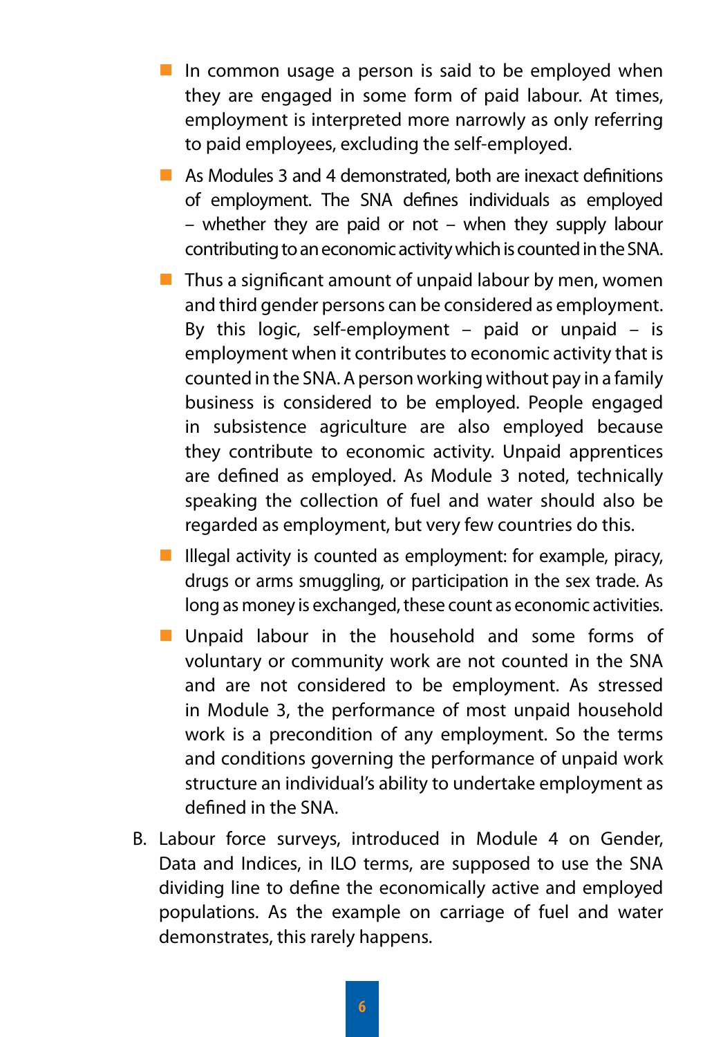- In common usage a person is said to be employed when they are engaged in some form of paid labour. At times, employment is interpreted more narrowly as only referring to paid employees, excluding the self-employed.
- As Modules 3 and 4 demonstrated, both are inexact definitions of employment. The SNA defines individuals as employed – whether they are paid or not – when they supply labour contributing to an economic activity which is counted in the SNA.
- Thus a significant amount of unpaid labour by men, women and third gender persons can be considered as employment. By this logic, self-employment – paid or unpaid – is employment when it contributes to economic activity that is counted in the SNA. A person working without pay in a family business is considered to be employed. People engaged in subsistence agriculture are also employed because they contribute to economic activity. Unpaid apprentices are defined as employed. As Module 3 noted, technically speaking the collection of fuel and water should also be regarded as employment, but very few countries do this.
- Illegal activity is counted as employment: for example, piracy, drugs or arms smuggling, or participation in the sex trade. As long as money is exchanged, these count as economic activities.
- Unpaid labour in the household and some forms of voluntary or community work are not counted in the SNA and are not considered to be employment. As stressed in Module 3, the performance of most unpaid household work is a precondition of any employment. So the terms and conditions governing the performance of unpaid work structure an individual's ability to undertake employment as defined in the SNA.

B. Labour force surveys, introduced in Module 4 on Gender, Data and Indices, in ILO terms, are supposed to use the SNA dividing line to define the economically active and employed populations. As the example on carriage of fuel and water demonstrates, this rarely happens.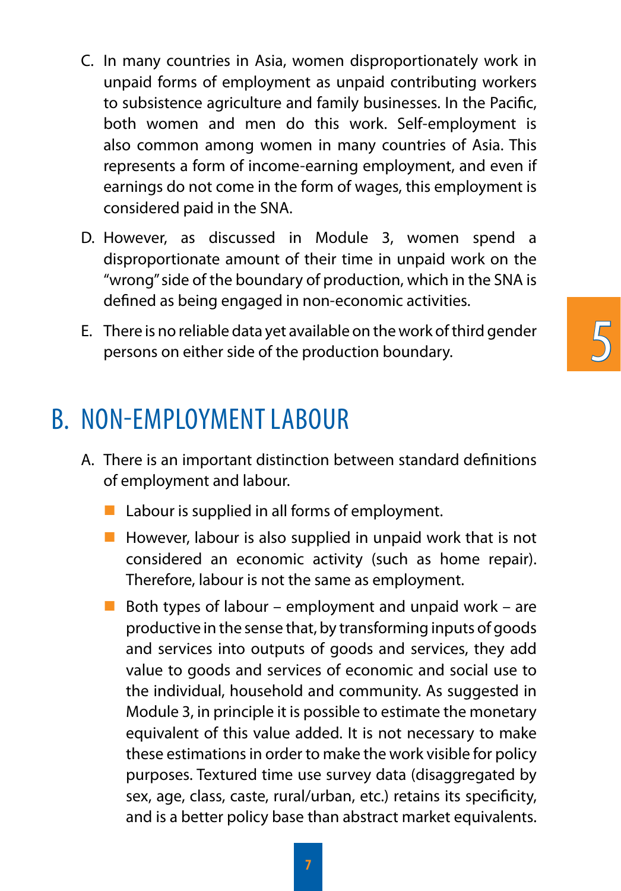C. In many countries in Asia, women disproportionately work in unpaid forms of employment as unpaid contributing workers to subsistence agriculture and family businesses. In the Pacific, both women and men do this work. Self-employment is also common among women in many countries of Asia. This represents a form of income-earning employment, and even if earnings do not come in the form of wages, this employment is considered paid in the SNA.

D. However, as discussed in Module 3, women spend a disproportionate amount of their time in unpaid work on the "wrong" side of the boundary of production, which in the SNA is defined as being engaged in non-economic activities.

E. There is no reliable data yet available on the work of third gender persons on either side of the production boundary.

## B. NON-EMPLOYMENT LABOUR

A. There is an important distinction between standard definitions of employment and labour.

- Labour is supplied in all forms of employment.
- However, labour is also supplied in unpaid work that is not considered an economic activity (such as home repair). Therefore, labour is not the same as employment.
- Both types of labour – employment and unpaid work – are productive in the sense that, by transforming inputs of goods and services into outputs of goods and services, they add value to goods and services of economic and social use to the individual, household and community. As suggested in Module 3, in principle it is possible to estimate the monetary equivalent of this value added. It is not necessary to make these estimations in order to make the work visible for policy purposes. Textured time use survey data (disaggregated by sex, age, class, caste, rural/urban, etc.) retains its specificity, and is a better policy base than abstract market equivalents.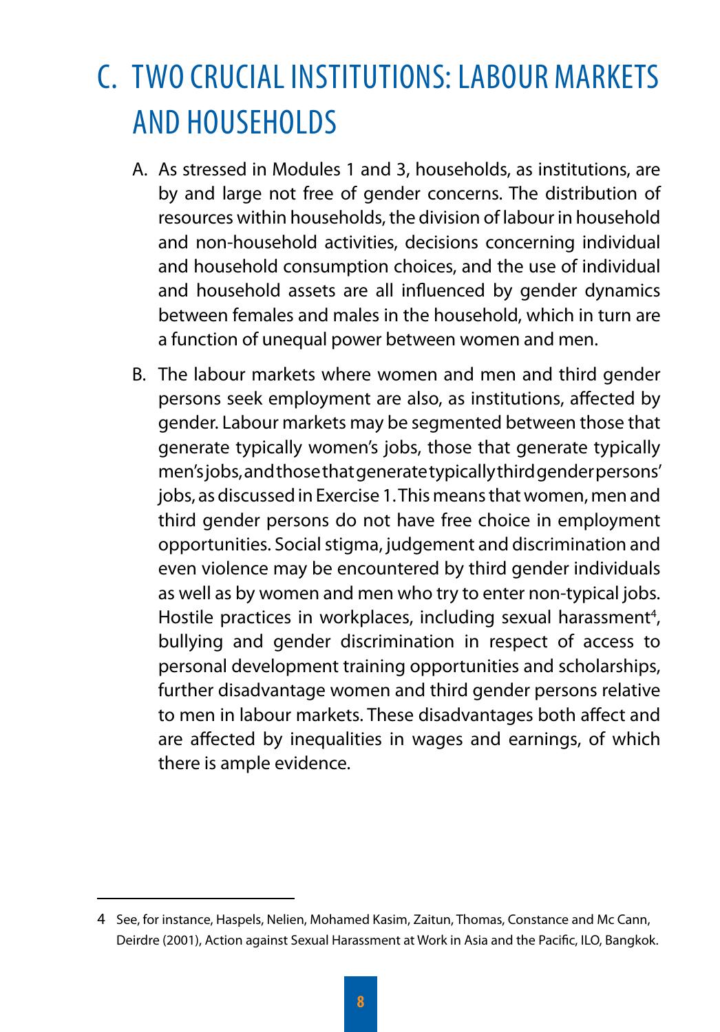# C. TWO CRUCIAL INSTITUTIONS: LABOUR MARKETS AND HOUSEHOLDS

A. As stressed in Modules 1 and 3, households, as institutions, are by and large not free of gender concerns. The distribution of resources within households, the division of labour in household and non-household activities, decisions concerning individual and household consumption choices, and the use of individual and household assets are all influenced by gender dynamics between females and males in the household, which in turn are a function of unequal power between women and men.

B. The labour markets where women and men and third gender persons seek employment are also, as institutions, affected by gender. Labour markets may be segmented between those that generate typically women's jobs, those that generate typically men's jobs, and those that generate typically third gender persons' jobs, as discussed in Exercise 1. This means that women, men and third gender persons do not have free choice in employment opportunities. Social stigma, judgement and discrimination and even violence may be encountered by third gender individuals as well as by women and men who try to enter non-typical jobs. Hostile practices in workplaces, including sexual harassment[4], bullying and gender discrimination in respect of access to personal development training opportunities and scholarships, further disadvantage women and third gender persons relative to men in labour markets. These disadvantages both affect and are affected by inequalities in wages and earnings, of which there is ample evidence.

---

4 See, for instance, Haspels, Nelien, Mohamed Kasim, Zaitun, Thomas, Constance and Mc Cann, Deirdre (2001), Action against Sexual Harassment at Work in Asia and the Pacific, ILO, Bangkok.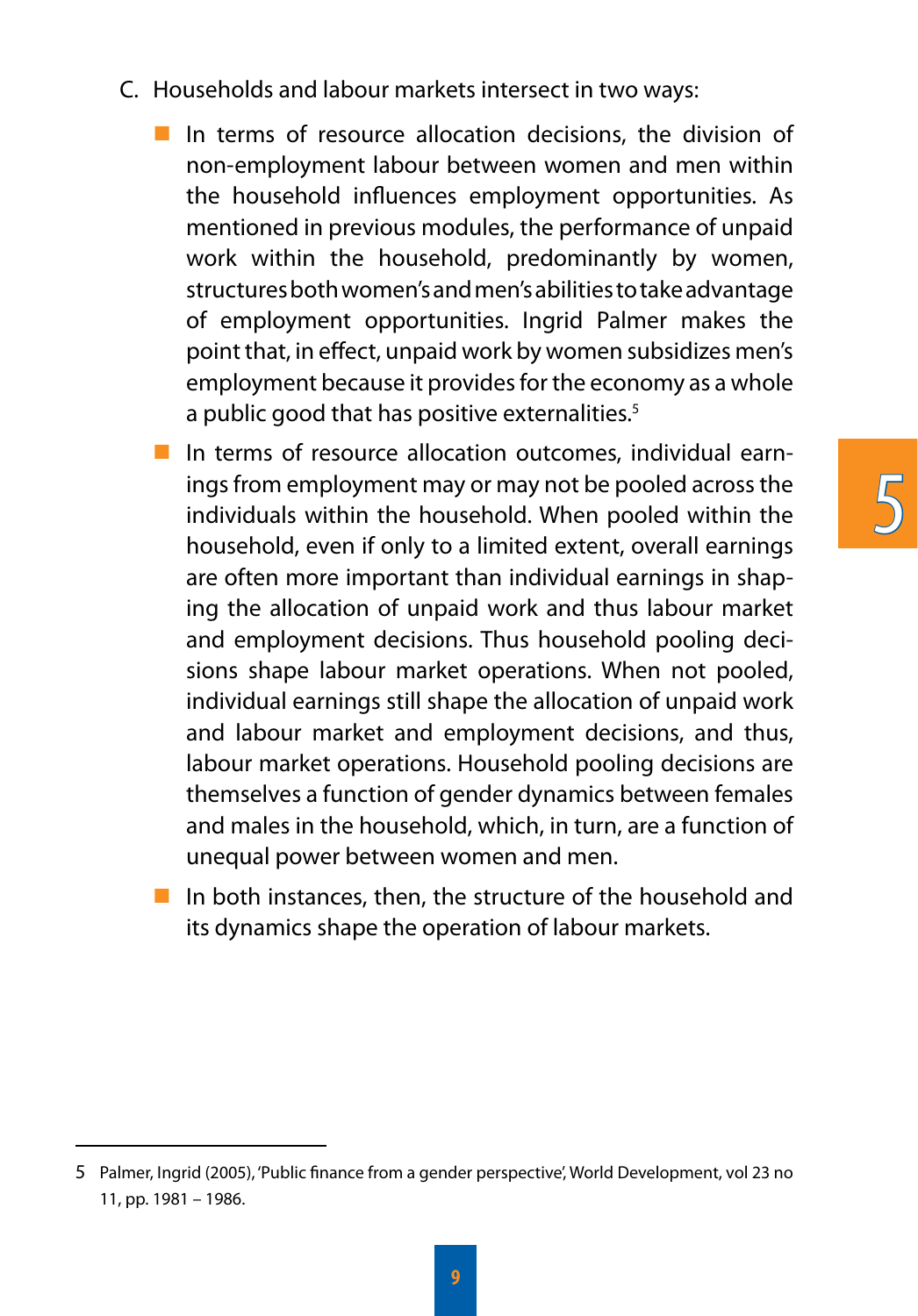C. Households and labour markets intersect in two ways:

- In terms of resource allocation decisions, the division of non-employment labour between women and men within the household influences employment opportunities. As mentioned in previous modules, the performance of unpaid work within the household, predominantly by women, structures both women's and men's abilities to take advantage of employment opportunities. Ingrid Palmer makes the point that, in effect, unpaid work by women subsidizes men's employment because it provides for the economy as a whole a public good that has positive externalities.[5]
- In terms of resource allocation outcomes, individual earnings from employment may or may not be pooled across the individuals within the household. When pooled within the household, even if only to a limited extent, overall earnings are often more important than individual earnings in shaping the allocation of unpaid work and thus labour market and employment decisions. Thus household pooling decisions shape labour market operations. When not pooled, individual earnings still shape the allocation of unpaid work and labour market and employment decisions, and thus, labour market operations. Household pooling decisions are themselves a function of gender dynamics between females and males in the household, which, in turn, are a function of unequal power between women and men.
- In both instances, then, the structure of the household and its dynamics shape the operation of labour markets.

---

5 Palmer, Ingrid (2005), 'Public finance from a gender perspective', World Development, vol 23 no 11, pp. 1981 – 1986.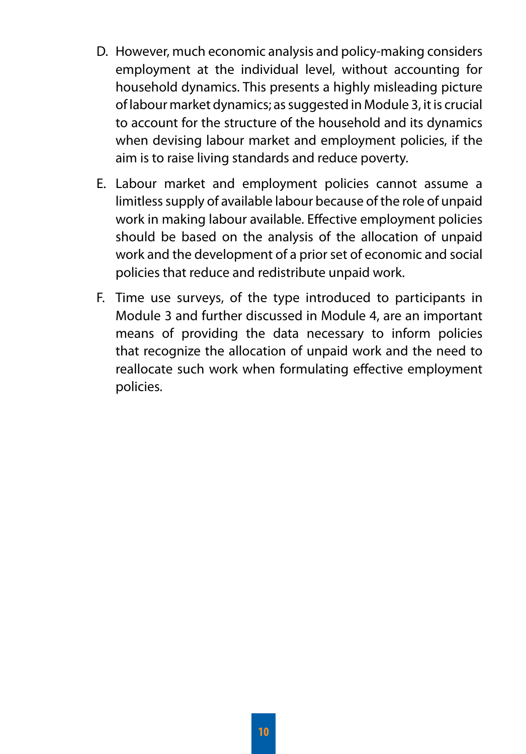D. However, much economic analysis and policy-making considers employment at the individual level, without accounting for household dynamics. This presents a highly misleading picture of labour market dynamics; as suggested in Module 3, it is crucial to account for the structure of the household and its dynamics when devising labour market and employment policies, if the aim is to raise living standards and reduce poverty.

E. Labour market and employment policies cannot assume a limitless supply of available labour because of the role of unpaid work in making labour available. Effective employment policies should be based on the analysis of the allocation of unpaid work and the development of a prior set of economic and social policies that reduce and redistribute unpaid work.

F. Time use surveys, of the type introduced to participants in Module 3 and further discussed in Module 4, are an important means of providing the data necessary to inform policies that recognize the allocation of unpaid work and the need to reallocate such work when formulating effective employment policies.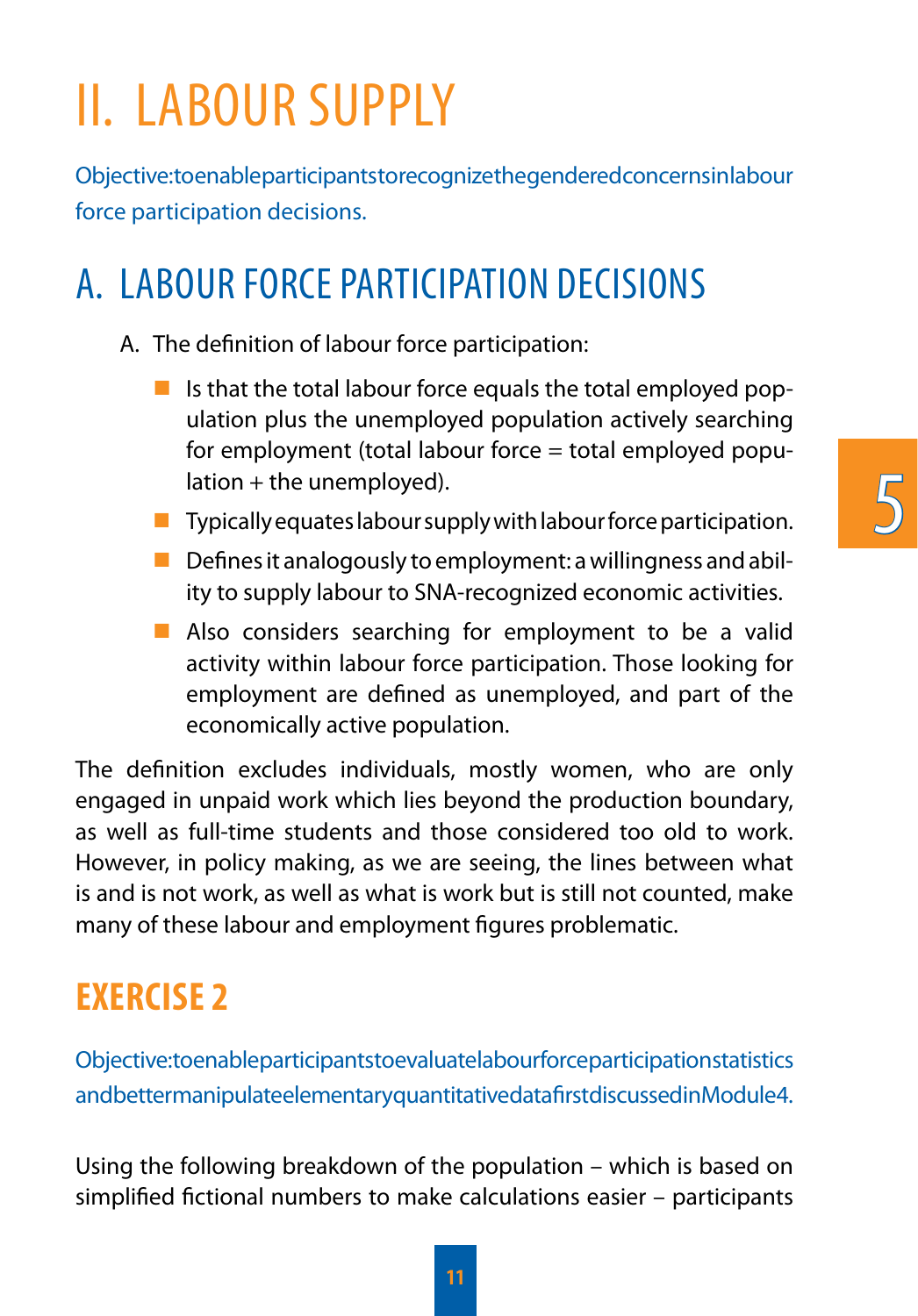# II. LABOUR SUPPLY

Objective: to enable participants to recognize the gendered concerns in labour force participation decisions.

## A. LABOUR FORCE PARTICIPATION DECISIONS

A. The definition of labour force participation:

- Is that the total labour force equals the total employed population plus the unemployed population actively searching for employment (total labour force = total employed population + the unemployed).
- Typically equates labour supply with labour force participation.
- Defines it analogously to employment: a willingness and ability to supply labour to SNA-recognized economic activities.
- Also considers searching for employment to be a valid activity within labour force participation. Those looking for employment are defined as unemployed, and part of the economically active population.

The definition excludes individuals, mostly women, who are only engaged in unpaid work which lies beyond the production boundary, as well as full-time students and those considered too old to work. However, in policy making, as we are seeing, the lines between what is and is not work, as well as what is work but is still not counted, make many of these labour and employment figures problematic.

## EXERCISE 2

Objective: to enable participants to evaluate labour force participation statistics and better manipulate elementary quantitative data first discussed in Module 4.

Using the following breakdown of the population – which is based on simplified fictional numbers to make calculations easier – participants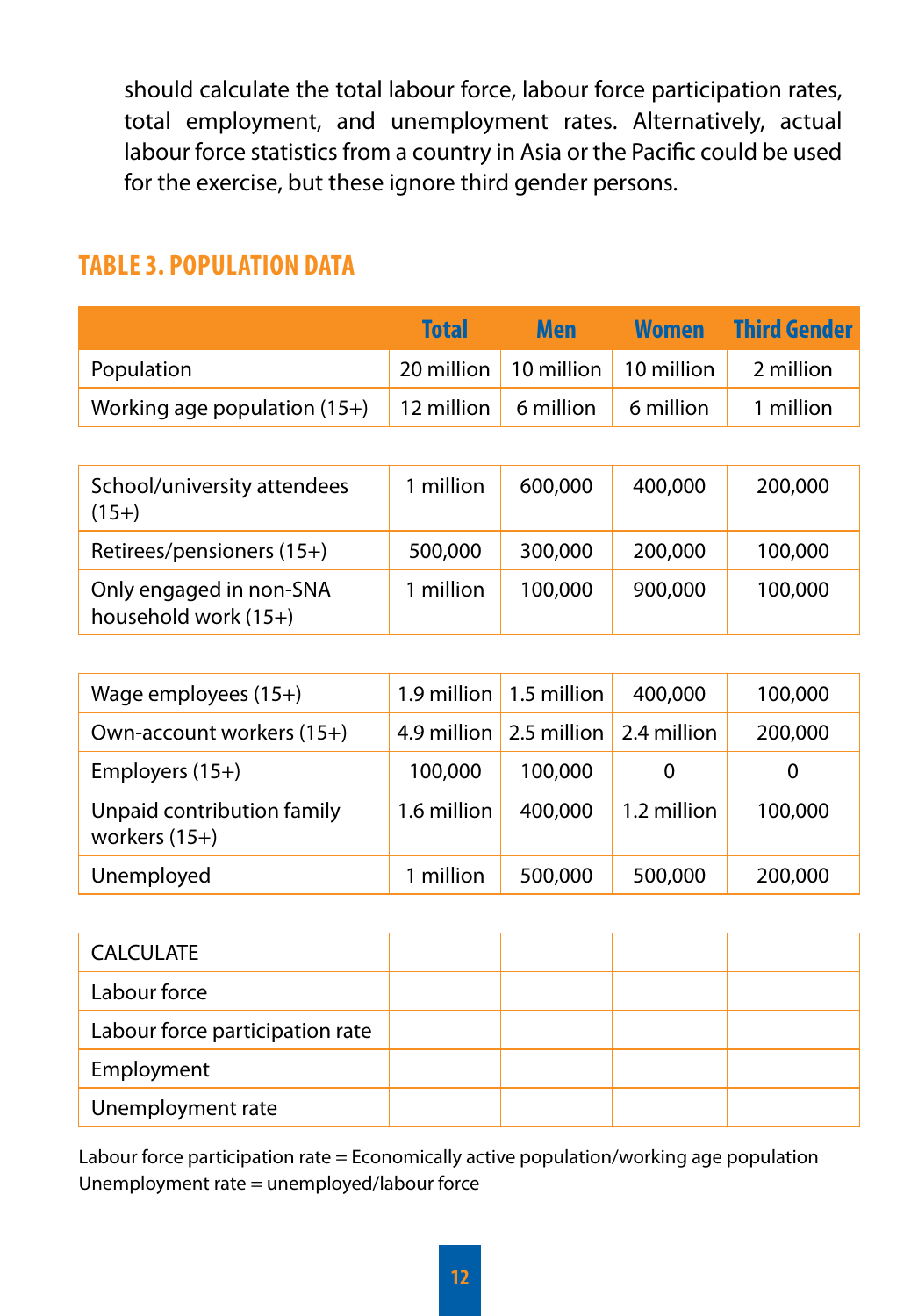should calculate the total labour force, labour force participation rates, total employment, and unemployment rates. Alternatively, actual labour force statistics from a country in Asia or the Pacific could be used for the exercise, but these ignore third gender persons.

## TABLE 3. POPULATION DATA

| | Total | Men | Women | Third Gender |
|---|---|---|---|---|
| Population | 20 million | 10 million | 10 million | 2 million |
| Working age population (15+) | 12 million | 6 million | 6 million | 1 million |

| | | | | |
|---|---|---|---|---|
| School/university attendees (15+) | 1 million | 600,000 | 400,000 | 200,000 |
| Retirees/pensioners (15+) | 500,000 | 300,000 | 200,000 | 100,000 |
| Only engaged in non-SNA household work (15+) | 1 million | 100,000 | 900,000 | 100,000 |

| | | | | |
|---|---|---|---|---|
| Wage employees (15+) | 1.9 million | 1.5 million | 400,000 | 100,000 |
| Own-account workers (15+) | 4.9 million | 2.5 million | 2.4 million | 200,000 |
| Employers (15+) | 100,000 | 100,000 | 0 | 0 |
| Unpaid contribution family workers (15+) | 1.6 million | 400,000 | 1.2 million | 100,000 |
| Unemployed | 1 million | 500,000 | 500,000 | 200,000 |

| | | | | |
|---|---|---|---|---|
| CALCULATE | | | | |
| Labour force | | | | |
| Labour force participation rate | | | | |
| Employment | | | | |
| Unemployment rate | | | | |

Labour force participation rate = Economically active population/working age population
Unemployment rate = unemployed/labour force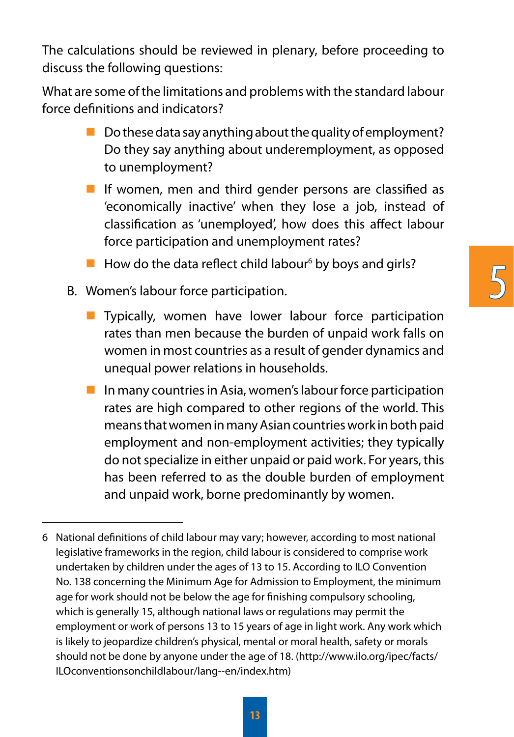The calculations should be reviewed in plenary, before proceeding to discuss the following questions:

What are some of the limitations and problems with the standard labour force definitions and indicators?

- Do these data say anything about the quality of employment? Do they say anything about underemployment, as opposed to unemployment?
- If women, men and third gender persons are classified as 'economically inactive' when they lose a job, instead of classification as 'unemployed', how does this affect labour force participation and unemployment rates?
- How do the data reflect child labour[6] by boys and girls?

B. Women's labour force participation.

- Typically, women have lower labour force participation rates than men because the burden of unpaid work falls on women in most countries as a result of gender dynamics and unequal power relations in households.
- In many countries in Asia, women's labour force participation rates are high compared to other regions of the world. This means that women in many Asian countries work in both paid employment and non-employment activities; they typically do not specialize in either unpaid or paid work. For years, this has been referred to as the double burden of employment and unpaid work, borne predominantly by women.

---

6 National definitions of child labour may vary; however, according to most national legislative frameworks in the region, child labour is considered to comprise work undertaken by children under the ages of 13 to 15. According to ILO Convention No. 138 concerning the Minimum Age for Admission to Employment, the minimum age for work should not be below the age for finishing compulsory schooling, which is generally 15, although national laws or regulations may permit the employment or work of persons 13 to 15 years of age in light work. Any work which is likely to jeopardize children's physical, mental or moral health, safety or morals should not be done by anyone under the age of 18. (http://www.ilo.org/ipec/facts/ILOconventionsonchildlabour/lang--en/index.htm)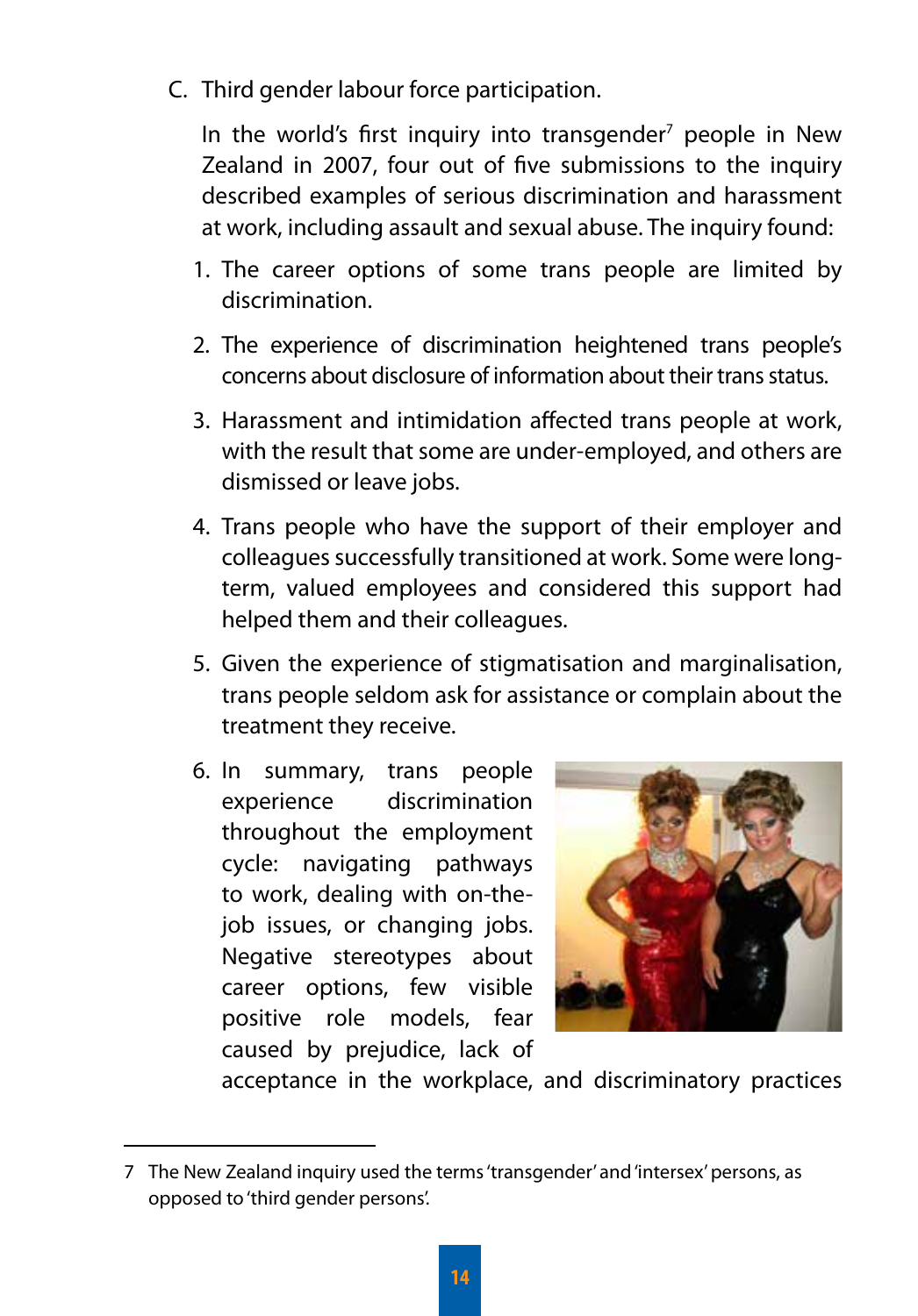C. Third gender labour force participation.

In the world's first inquiry into transgender[7] people in New Zealand in 2007, four out of five submissions to the inquiry described examples of serious discrimination and harassment at work, including assault and sexual abuse. The inquiry found:

1. The career options of some trans people are limited by discrimination.

2. The experience of discrimination heightened trans people's concerns about disclosure of information about their trans status.

3. Harassment and intimidation affected trans people at work, with the result that some are under-employed, and others are dismissed or leave jobs.

4. Trans people who have the support of their employer and colleagues successfully transitioned at work. Some were long-term, valued employees and considered this support had helped them and their colleagues.

5. Given the experience of stigmatisation and marginalisation, trans people seldom ask for assistance or complain about the treatment they receive.

6. In summary, trans people experience discrimination throughout the employment cycle: navigating pathways to work, dealing with on-the-job issues, or changing jobs. Negative stereotypes about career options, few visible positive role models, fear caused by prejudice, lack of acceptance in the workplace, and discriminatory practices

---

7 The New Zealand inquiry used the terms 'transgender' and 'intersex' persons, as opposed to 'third gender persons'.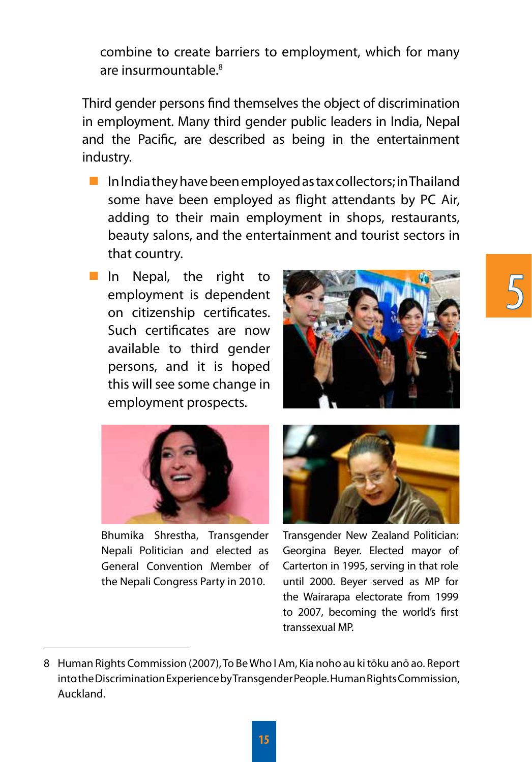combine to create barriers to employment, which for many are insurmountable.[8]

Third gender persons find themselves the object of discrimination in employment. Many third gender public leaders in India, Nepal and the Pacific, are described as being in the entertainment industry.

- In India they have been employed as tax collectors; in Thailand some have been employed as flight attendants by PC Air, adding to their main employment in shops, restaurants, beauty salons, and the entertainment and tourist sectors in that country.
- In Nepal, the right to employment is dependent on citizenship certificates. Such certificates are now available to third gender persons, and it is hoped this will see some change in employment prospects.

Bhumika Shrestha, Transgender Nepali Politician and elected as General Convention Member of the Nepali Congress Party in 2010.

Transgender New Zealand Politician: Georgina Beyer. Elected mayor of Carterton in 1995, serving in that role until 2000. Beyer served as MP for the Wairarapa electorate from 1999 to 2007, becoming the world's first transsexual MP.

---

8 Human Rights Commission (2007), To Be Who I Am, Kia noho au ki tōku anō ao. Report into the Discrimination Experience by Transgender People. Human Rights Commission, Auckland.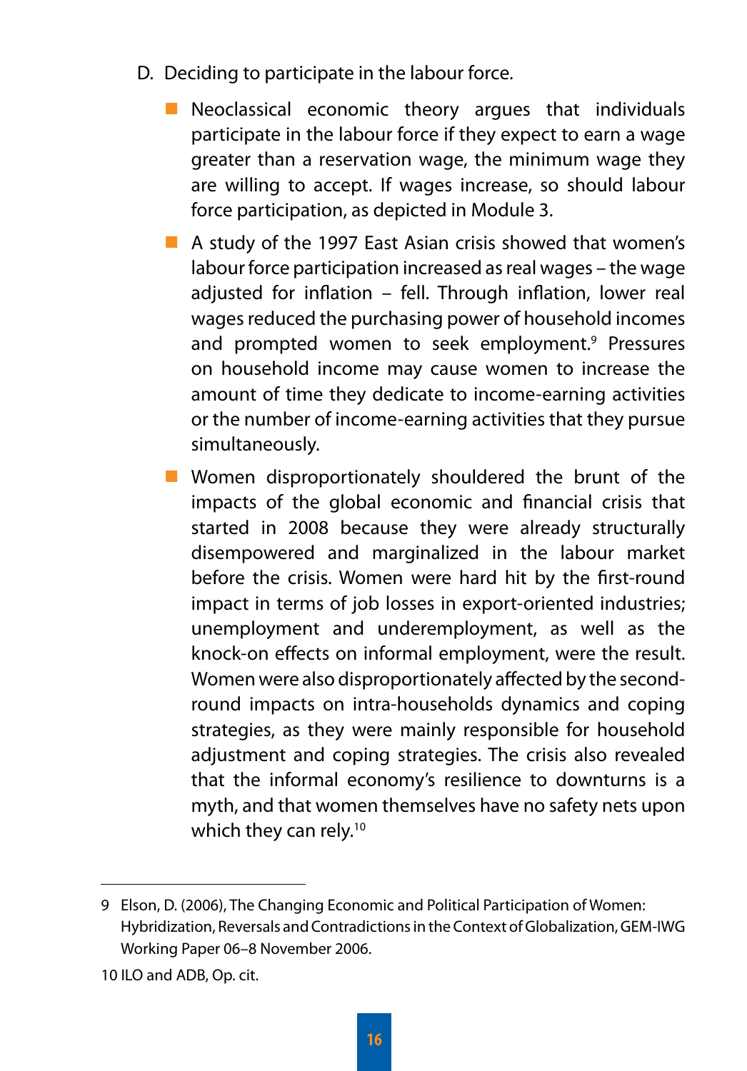D. Deciding to participate in the labour force.

- Neoclassical economic theory argues that individuals participate in the labour force if they expect to earn a wage greater than a reservation wage, the minimum wage they are willing to accept. If wages increase, so should labour force participation, as depicted in Module 3.
- A study of the 1997 East Asian crisis showed that women's labour force participation increased as real wages – the wage adjusted for inflation – fell. Through inflation, lower real wages reduced the purchasing power of household incomes and prompted women to seek employment.[9] Pressures on household income may cause women to increase the amount of time they dedicate to income-earning activities or the number of income-earning activities that they pursue simultaneously.
- Women disproportionately shouldered the brunt of the impacts of the global economic and financial crisis that started in 2008 because they were already structurally disempowered and marginalized in the labour market before the crisis. Women were hard hit by the first-round impact in terms of job losses in export-oriented industries; unemployment and underemployment, as well as the knock-on effects on informal employment, were the result. Women were also disproportionately affected by the second-round impacts on intra-households dynamics and coping strategies, as they were mainly responsible for household adjustment and coping strategies. The crisis also revealed that the informal economy's resilience to downturns is a myth, and that women themselves have no safety nets upon which they can rely.[10]

---

9 Elson, D. (2006), The Changing Economic and Political Participation of Women: Hybridization, Reversals and Contradictions in the Context of Globalization, GEM-IWG Working Paper 06–8 November 2006.

10 ILO and ADB, Op. cit.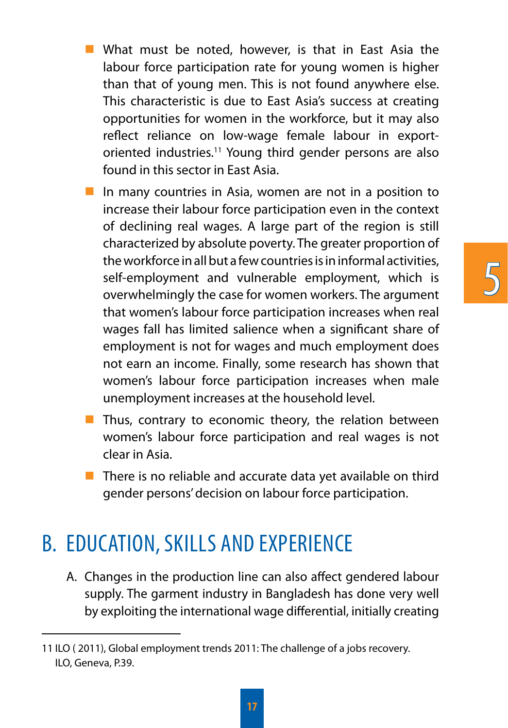- What must be noted, however, is that in East Asia the labour force participation rate for young women is higher than that of young men. This is not found anywhere else. This characteristic is due to East Asia's success at creating opportunities for women in the workforce, but it may also reflect reliance on low-wage female labour in export-oriented industries.[11] Young third gender persons are also found in this sector in East Asia.
- In many countries in Asia, women are not in a position to increase their labour force participation even in the context of declining real wages. A large part of the region is still characterized by absolute poverty. The greater proportion of the workforce in all but a few countries is in informal activities, self-employment and vulnerable employment, which is overwhelmingly the case for women workers. The argument that women's labour force participation increases when real wages fall has limited salience when a significant share of employment is not for wages and much employment does not earn an income. Finally, some research has shown that women's labour force participation increases when male unemployment increases at the household level.
- Thus, contrary to economic theory, the relation between women's labour force participation and real wages is not clear in Asia.
- There is no reliable and accurate data yet available on third gender persons' decision on labour force participation.

## B. EDUCATION, SKILLS AND EXPERIENCE

A. Changes in the production line can also affect gendered labour supply. The garment industry in Bangladesh has done very well by exploiting the international wage differential, initially creating

---

11 ILO ( 2011), Global employment trends 2011: The challenge of a jobs recovery. ILO, Geneva, P.39.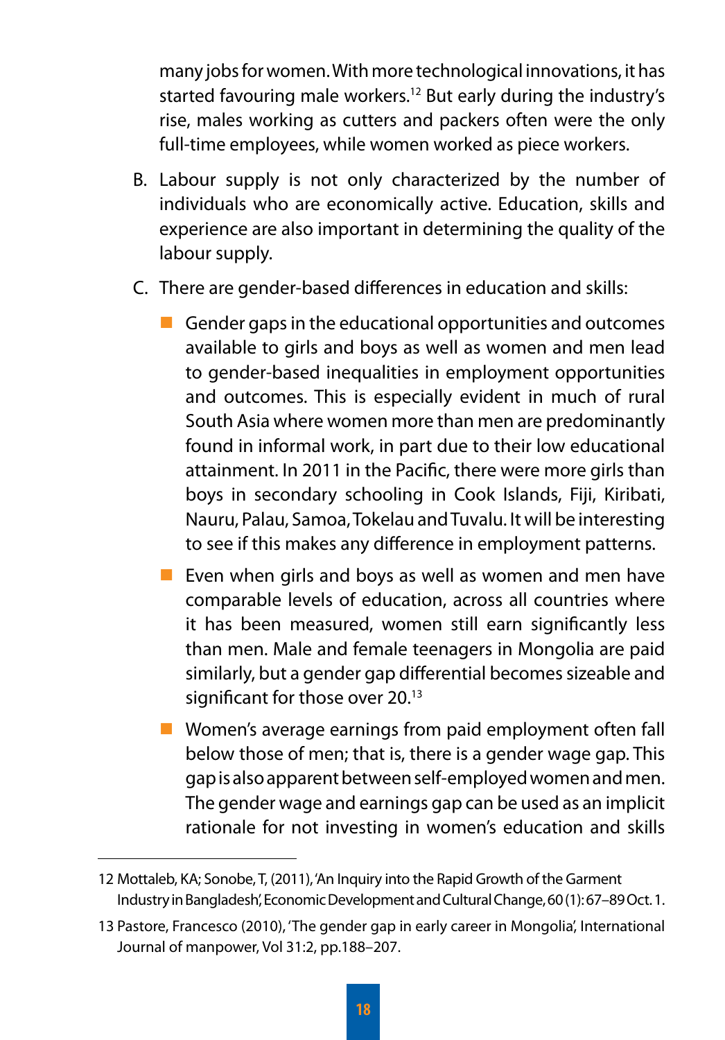many jobs for women. With more technological innovations, it has started favouring male workers.[12] But early during the industry's rise, males working as cutters and packers often were the only full-time employees, while women worked as piece workers.

B. Labour supply is not only characterized by the number of individuals who are economically active. Education, skills and experience are also important in determining the quality of the labour supply.

C. There are gender-based differences in education and skills:

   - Gender gaps in the educational opportunities and outcomes available to girls and boys as well as women and men lead to gender-based inequalities in employment opportunities and outcomes. This is especially evident in much of rural South Asia where women more than men are predominantly found in informal work, in part due to their low educational attainment. In 2011 in the Pacific, there were more girls than boys in secondary schooling in Cook Islands, Fiji, Kiribati, Nauru, Palau, Samoa, Tokelau and Tuvalu. It will be interesting to see if this makes any difference in employment patterns.
   - Even when girls and boys as well as women and men have comparable levels of education, across all countries where it has been measured, women still earn significantly less than men. Male and female teenagers in Mongolia are paid similarly, but a gender gap differential becomes sizeable and significant for those over 20.[13]
   - Women's average earnings from paid employment often fall below those of men; that is, there is a gender wage gap. This gap is also apparent between self-employed women and men. The gender wage and earnings gap can be used as an implicit rationale for not investing in women's education and skills

---

12 Mottaleb, KA; Sonobe, T, (2011), 'An Inquiry into the Rapid Growth of the Garment Industry in Bangladesh', Economic Development and Cultural Change, 60 (1): 67–89 Oct. 1.

13 Pastore, Francesco (2010), 'The gender gap in early career in Mongolia', International Journal of manpower, Vol 31:2, pp.188–207.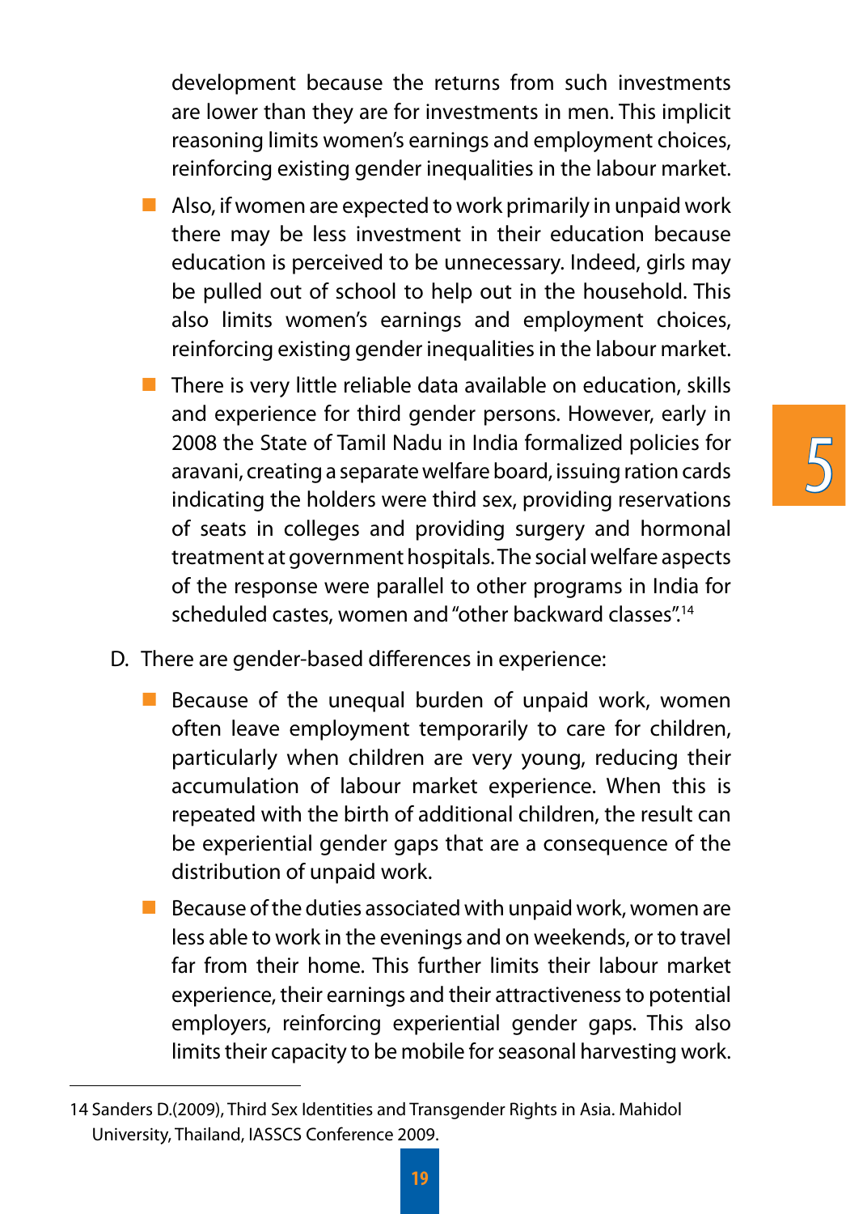development because the returns from such investments are lower than they are for investments in men. This implicit reasoning limits women's earnings and employment choices, reinforcing existing gender inequalities in the labour market.

- Also, if women are expected to work primarily in unpaid work there may be less investment in their education because education is perceived to be unnecessary. Indeed, girls may be pulled out of school to help out in the household. This also limits women's earnings and employment choices, reinforcing existing gender inequalities in the labour market.
- There is very little reliable data available on education, skills and experience for third gender persons. However, early in 2008 the State of Tamil Nadu in India formalized policies for aravani, creating a separate welfare board, issuing ration cards indicating the holders were third sex, providing reservations of seats in colleges and providing surgery and hormonal treatment at government hospitals. The social welfare aspects of the response were parallel to other programs in India for scheduled castes, women and "other backward classes".[14]

D. There are gender-based differences in experience:

- Because of the unequal burden of unpaid work, women often leave employment temporarily to care for children, particularly when children are very young, reducing their accumulation of labour market experience. When this is repeated with the birth of additional children, the result can be experiential gender gaps that are a consequence of the distribution of unpaid work.
- Because of the duties associated with unpaid work, women are less able to work in the evenings and on weekends, or to travel far from their home. This further limits their labour market experience, their earnings and their attractiveness to potential employers, reinforcing experiential gender gaps. This also limits their capacity to be mobile for seasonal harvesting work.

---

14 Sanders D.(2009), Third Sex Identities and Transgender Rights in Asia. Mahidol University, Thailand, IASSCS Conference 2009.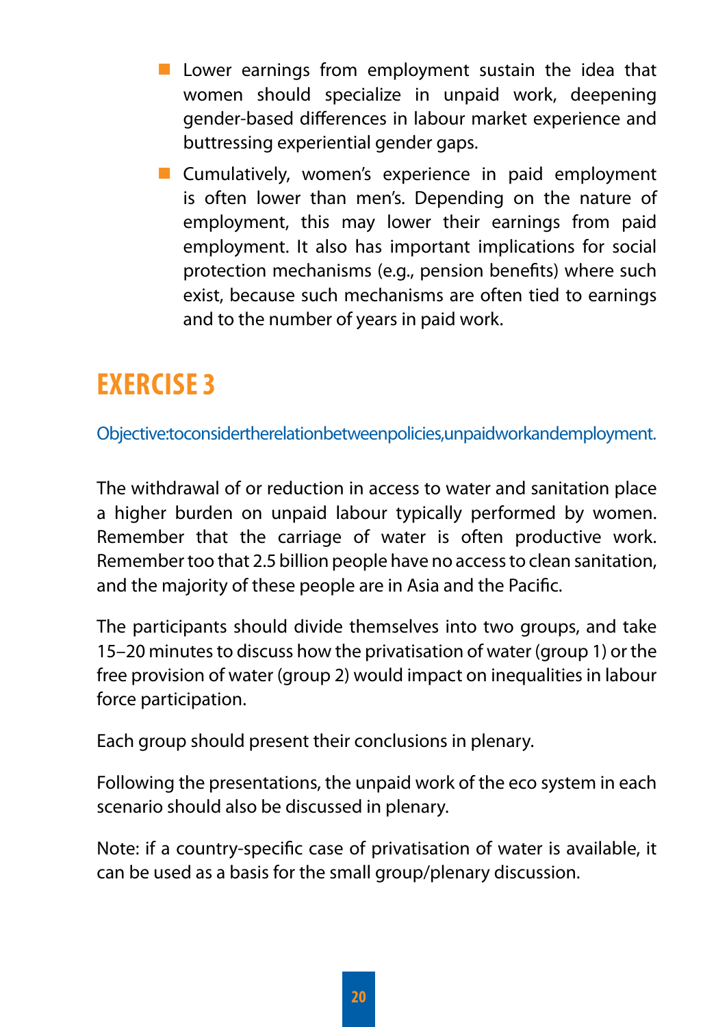- Lower earnings from employment sustain the idea that women should specialize in unpaid work, deepening gender-based differences in labour market experience and buttressing experiential gender gaps.
- Cumulatively, women's experience in paid employment is often lower than men's. Depending on the nature of employment, this may lower their earnings from paid employment. It also has important implications for social protection mechanisms (e.g., pension benefits) where such exist, because such mechanisms are often tied to earnings and to the number of years in paid work.

## EXERCISE 3

Objective: to consider the relation between policies, unpaid work and employment.

The withdrawal of or reduction in access to water and sanitation place a higher burden on unpaid labour typically performed by women. Remember that the carriage of water is often productive work. Remember too that 2.5 billion people have no access to clean sanitation, and the majority of these people are in Asia and the Pacific.

The participants should divide themselves into two groups, and take 15–20 minutes to discuss how the privatisation of water (group 1) or the free provision of water (group 2) would impact on inequalities in labour force participation.

Each group should present their conclusions in plenary.

Following the presentations, the unpaid work of the eco system in each scenario should also be discussed in plenary.

Note: if a country-specific case of privatisation of water is available, it can be used as a basis for the small group/plenary discussion.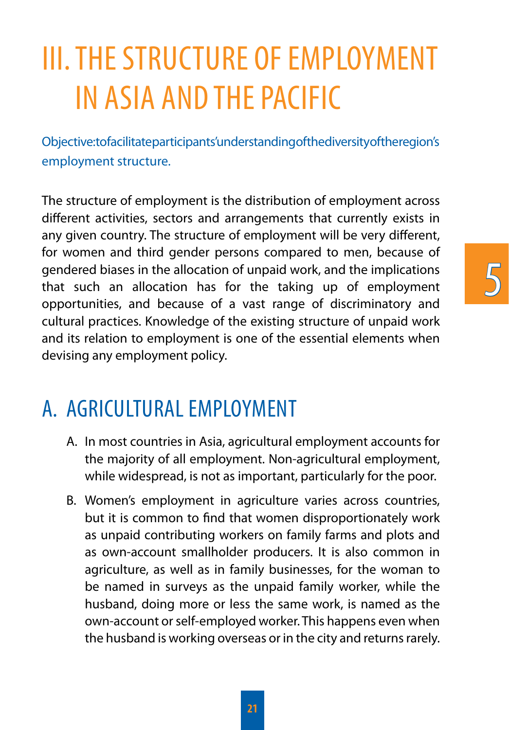# III. THE STRUCTURE OF EMPLOYMENT IN ASIA AND THE PACIFIC

Objective: to facilitate participants' understanding of the diversity of the region's employment structure.

The structure of employment is the distribution of employment across different activities, sectors and arrangements that currently exists in any given country. The structure of employment will be very different, for women and third gender persons compared to men, because of gendered biases in the allocation of unpaid work, and the implications that such an allocation has for the taking up of employment opportunities, and because of a vast range of discriminatory and cultural practices. Knowledge of the existing structure of unpaid work and its relation to employment is one of the essential elements when devising any employment policy.

## A. AGRICULTURAL EMPLOYMENT

A. In most countries in Asia, agricultural employment accounts for the majority of all employment. Non-agricultural employment, while widespread, is not as important, particularly for the poor.

B. Women's employment in agriculture varies across countries, but it is common to find that women disproportionately work as unpaid contributing workers on family farms and plots and as own-account smallholder producers. It is also common in agriculture, as well as in family businesses, for the woman to be named in surveys as the unpaid family worker, while the husband, doing more or less the same work, is named as the own-account or self-employed worker. This happens even when the husband is working overseas or in the city and returns rarely.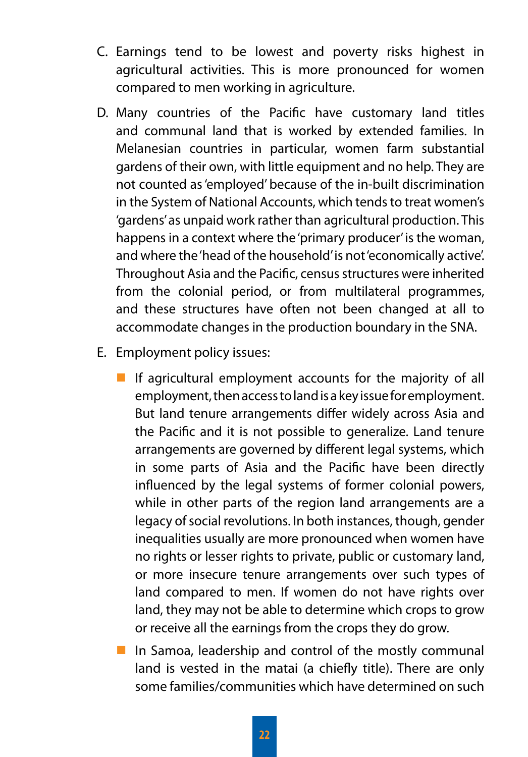C. Earnings tend to be lowest and poverty risks highest in agricultural activities. This is more pronounced for women compared to men working in agriculture.

D. Many countries of the Pacific have customary land titles and communal land that is worked by extended families. In Melanesian countries in particular, women farm substantial gardens of their own, with little equipment and no help. They are not counted as 'employed' because of the in-built discrimination in the System of National Accounts, which tends to treat women's 'gardens' as unpaid work rather than agricultural production. This happens in a context where the 'primary producer' is the woman, and where the 'head of the household' is not 'economically active'. Throughout Asia and the Pacific, census structures were inherited from the colonial period, or from multilateral programmes, and these structures have often not been changed at all to accommodate changes in the production boundary in the SNA.

E. Employment policy issues:

- If agricultural employment accounts for the majority of all employment, then access to land is a key issue for employment. But land tenure arrangements differ widely across Asia and the Pacific and it is not possible to generalize. Land tenure arrangements are governed by different legal systems, which in some parts of Asia and the Pacific have been directly influenced by the legal systems of former colonial powers, while in other parts of the region land arrangements are a legacy of social revolutions. In both instances, though, gender inequalities usually are more pronounced when women have no rights or lesser rights to private, public or customary land, or more insecure tenure arrangements over such types of land compared to men. If women do not have rights over land, they may not be able to determine which crops to grow or receive all the earnings from the crops they do grow.
- In Samoa, leadership and control of the mostly communal land is vested in the matai (a chiefly title). There are only some families/communities which have determined on such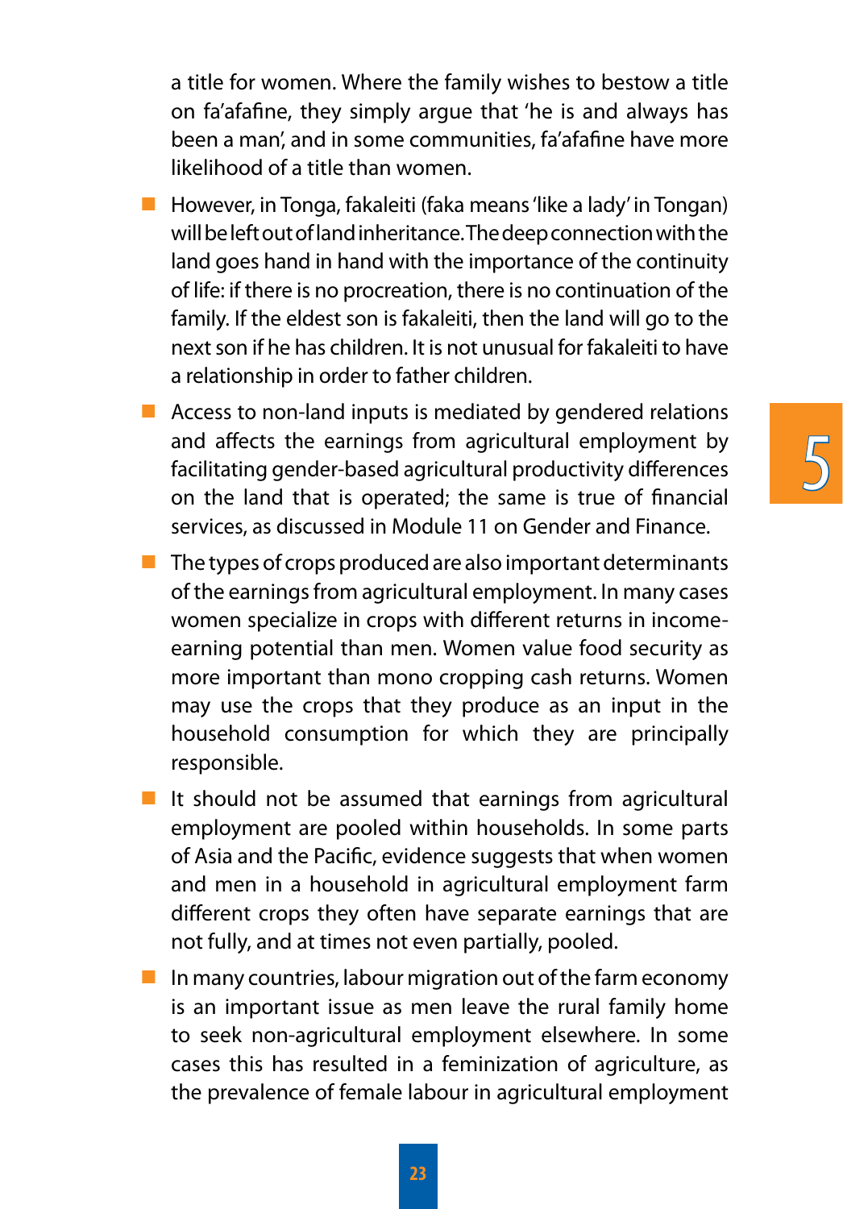a title for women. Where the family wishes to bestow a title on fa'afafine, they simply argue that 'he is and always has been a man', and in some communities, fa'afafine have more likelihood of a title than women.

- However, in Tonga, fakaleiti (faka means 'like a lady' in Tongan) will be left out of land inheritance. The deep connection with the land goes hand in hand with the importance of the continuity of life: if there is no procreation, there is no continuation of the family. If the eldest son is fakaleiti, then the land will go to the next son if he has children. It is not unusual for fakaleiti to have a relationship in order to father children.
- Access to non-land inputs is mediated by gendered relations and affects the earnings from agricultural employment by facilitating gender-based agricultural productivity differences on the land that is operated; the same is true of financial services, as discussed in Module 11 on Gender and Finance.
- The types of crops produced are also important determinants of the earnings from agricultural employment. In many cases women specialize in crops with different returns in income-earning potential than men. Women value food security as more important than mono cropping cash returns. Women may use the crops that they produce as an input in the household consumption for which they are principally responsible.
- It should not be assumed that earnings from agricultural employment are pooled within households. In some parts of Asia and the Pacific, evidence suggests that when women and men in a household in agricultural employment farm different crops they often have separate earnings that are not fully, and at times not even partially, pooled.
- In many countries, labour migration out of the farm economy is an important issue as men leave the rural family home to seek non-agricultural employment elsewhere. In some cases this has resulted in a feminization of agriculture, as the prevalence of female labour in agricultural employment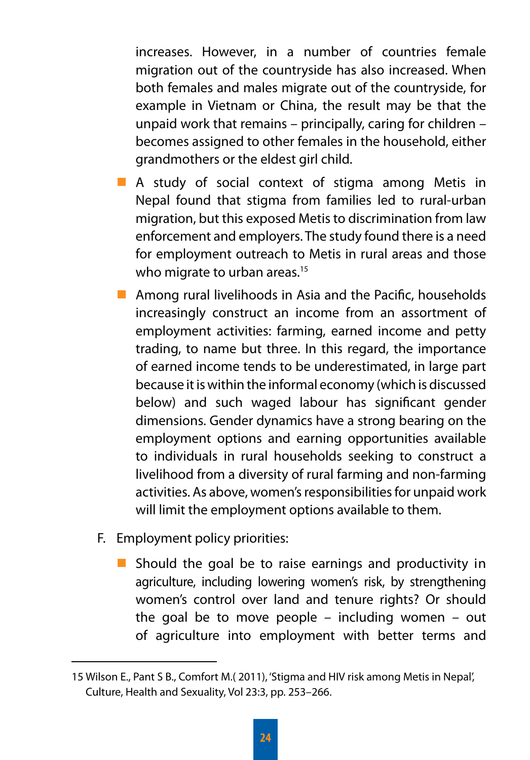increases. However, in a number of countries female migration out of the countryside has also increased. When both females and males migrate out of the countryside, for example in Vietnam or China, the result may be that the unpaid work that remains – principally, caring for children – becomes assigned to other females in the household, either grandmothers or the eldest girl child.

- A study of social context of stigma among Metis in Nepal found that stigma from families led to rural-urban migration, but this exposed Metis to discrimination from law enforcement and employers. The study found there is a need for employment outreach to Metis in rural areas and those who migrate to urban areas.[15]
- Among rural livelihoods in Asia and the Pacific, households increasingly construct an income from an assortment of employment activities: farming, earned income and petty trading, to name but three. In this regard, the importance of earned income tends to be underestimated, in large part because it is within the informal economy (which is discussed below) and such waged labour has significant gender dimensions. Gender dynamics have a strong bearing on the employment options and earning opportunities available to individuals in rural households seeking to construct a livelihood from a diversity of rural farming and non-farming activities. As above, women's responsibilities for unpaid work will limit the employment options available to them.

F. Employment policy priorities:

- Should the goal be to raise earnings and productivity in agriculture, including lowering women's risk, by strengthening women's control over land and tenure rights? Or should the goal be to move people – including women – out of agriculture into employment with better terms and

---

15 Wilson E., Pant S B., Comfort M.( 2011), 'Stigma and HIV risk among Metis in Nepal', Culture, Health and Sexuality, Vol 23:3, pp. 253–266.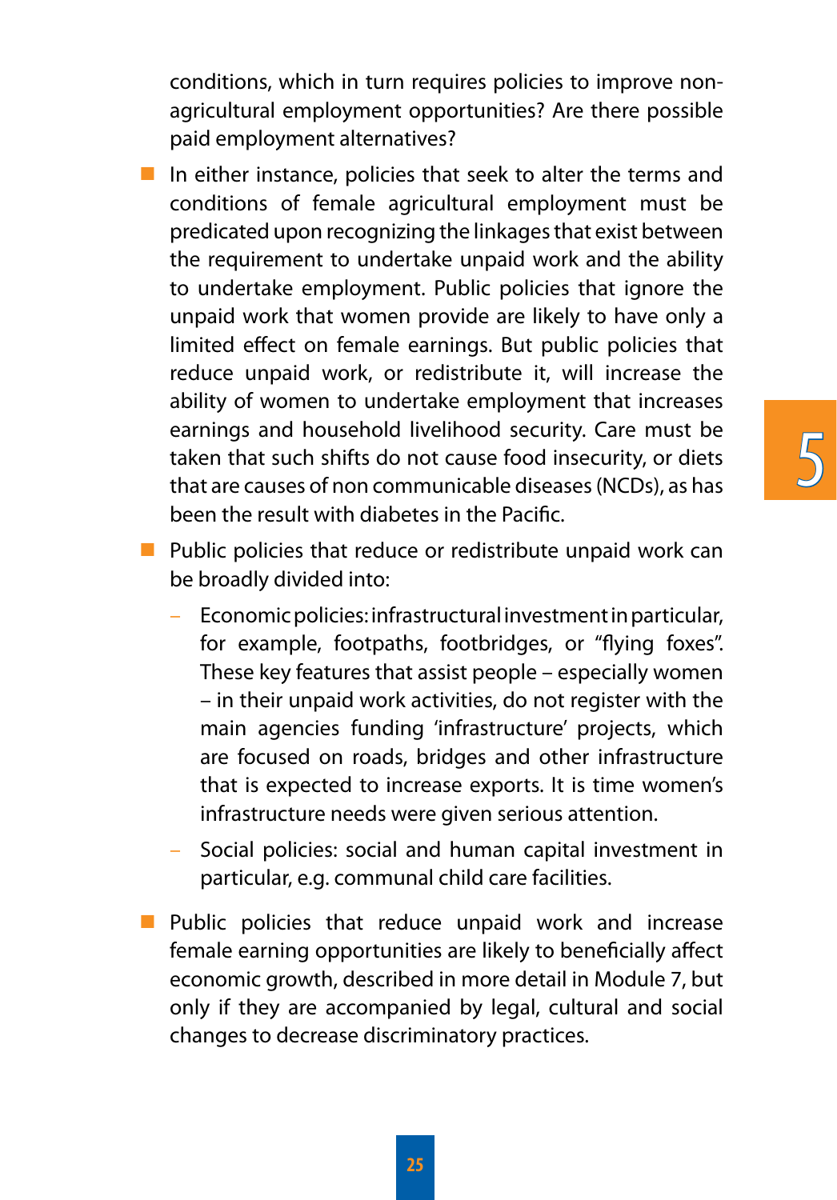conditions, which in turn requires policies to improve non-agricultural employment opportunities? Are there possible paid employment alternatives?

- In either instance, policies that seek to alter the terms and conditions of female agricultural employment must be predicated upon recognizing the linkages that exist between the requirement to undertake unpaid work and the ability to undertake employment. Public policies that ignore the unpaid work that women provide are likely to have only a limited effect on female earnings. But public policies that reduce unpaid work, or redistribute it, will increase the ability of women to undertake employment that increases earnings and household livelihood security. Care must be taken that such shifts do not cause food insecurity, or diets that are causes of non communicable diseases (NCDs), as has been the result with diabetes in the Pacific.
- Public policies that reduce or redistribute unpaid work can be broadly divided into:
  - Economic policies: infrastructural investment in particular, for example, footpaths, footbridges, or "flying foxes". These key features that assist people – especially women – in their unpaid work activities, do not register with the main agencies funding 'infrastructure' projects, which are focused on roads, bridges and other infrastructure that is expected to increase exports. It is time women's infrastructure needs were given serious attention.
  - Social policies: social and human capital investment in particular, e.g. communal child care facilities.
- Public policies that reduce unpaid work and increase female earning opportunities are likely to beneficially affect economic growth, described in more detail in Module 7, but only if they are accompanied by legal, cultural and social changes to decrease discriminatory practices.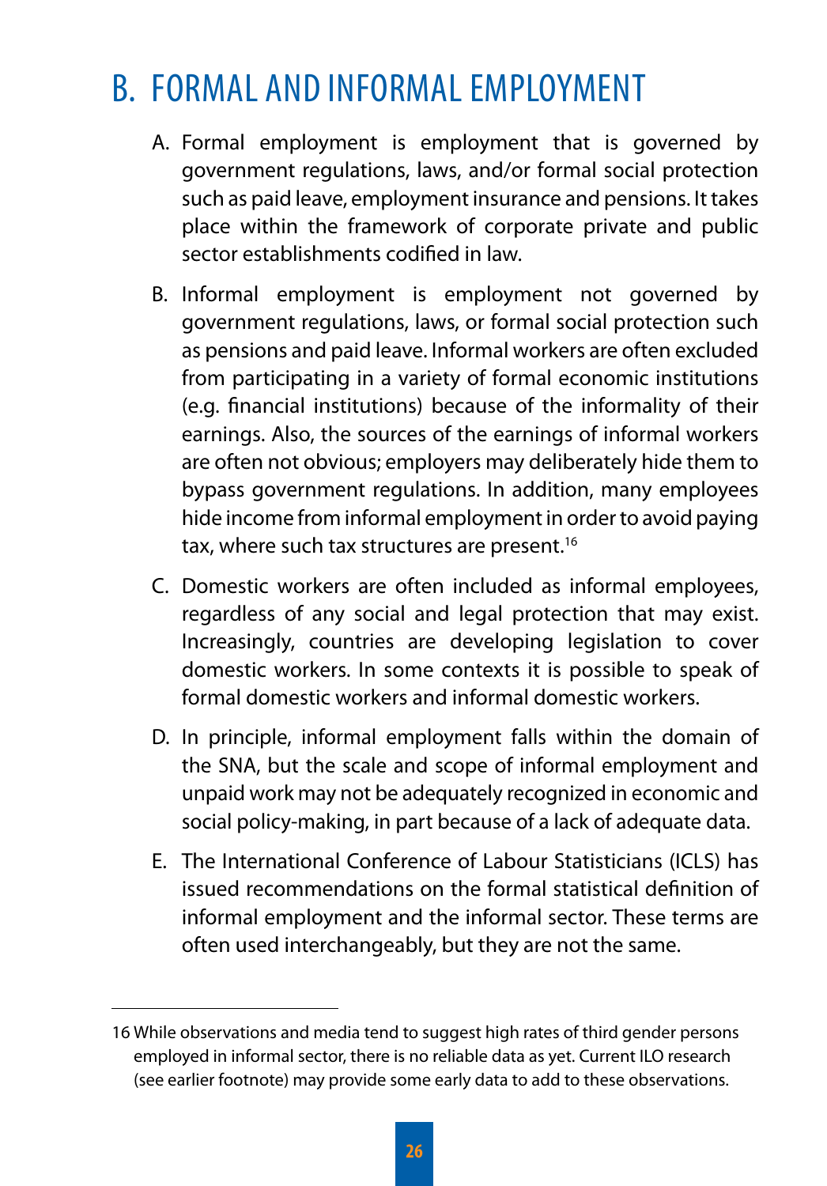# B. FORMAL AND INFORMAL EMPLOYMENT

A. Formal employment is employment that is governed by government regulations, laws, and/or formal social protection such as paid leave, employment insurance and pensions. It takes place within the framework of corporate private and public sector establishments codified in law.

B. Informal employment is employment not governed by government regulations, laws, or formal social protection such as pensions and paid leave. Informal workers are often excluded from participating in a variety of formal economic institutions (e.g. financial institutions) because of the informality of their earnings. Also, the sources of the earnings of informal workers are often not obvious; employers may deliberately hide them to bypass government regulations. In addition, many employees hide income from informal employment in order to avoid paying tax, where such tax structures are present.[16]

C. Domestic workers are often included as informal employees, regardless of any social and legal protection that may exist. Increasingly, countries are developing legislation to cover domestic workers. In some contexts it is possible to speak of formal domestic workers and informal domestic workers.

D. In principle, informal employment falls within the domain of the SNA, but the scale and scope of informal employment and unpaid work may not be adequately recognized in economic and social policy-making, in part because of a lack of adequate data.

E. The International Conference of Labour Statisticians (ICLS) has issued recommendations on the formal statistical definition of informal employment and the informal sector. These terms are often used interchangeably, but they are not the same.

---

16 While observations and media tend to suggest high rates of third gender persons employed in informal sector, there is no reliable data as yet. Current ILO research (see earlier footnote) may provide some early data to add to these observations.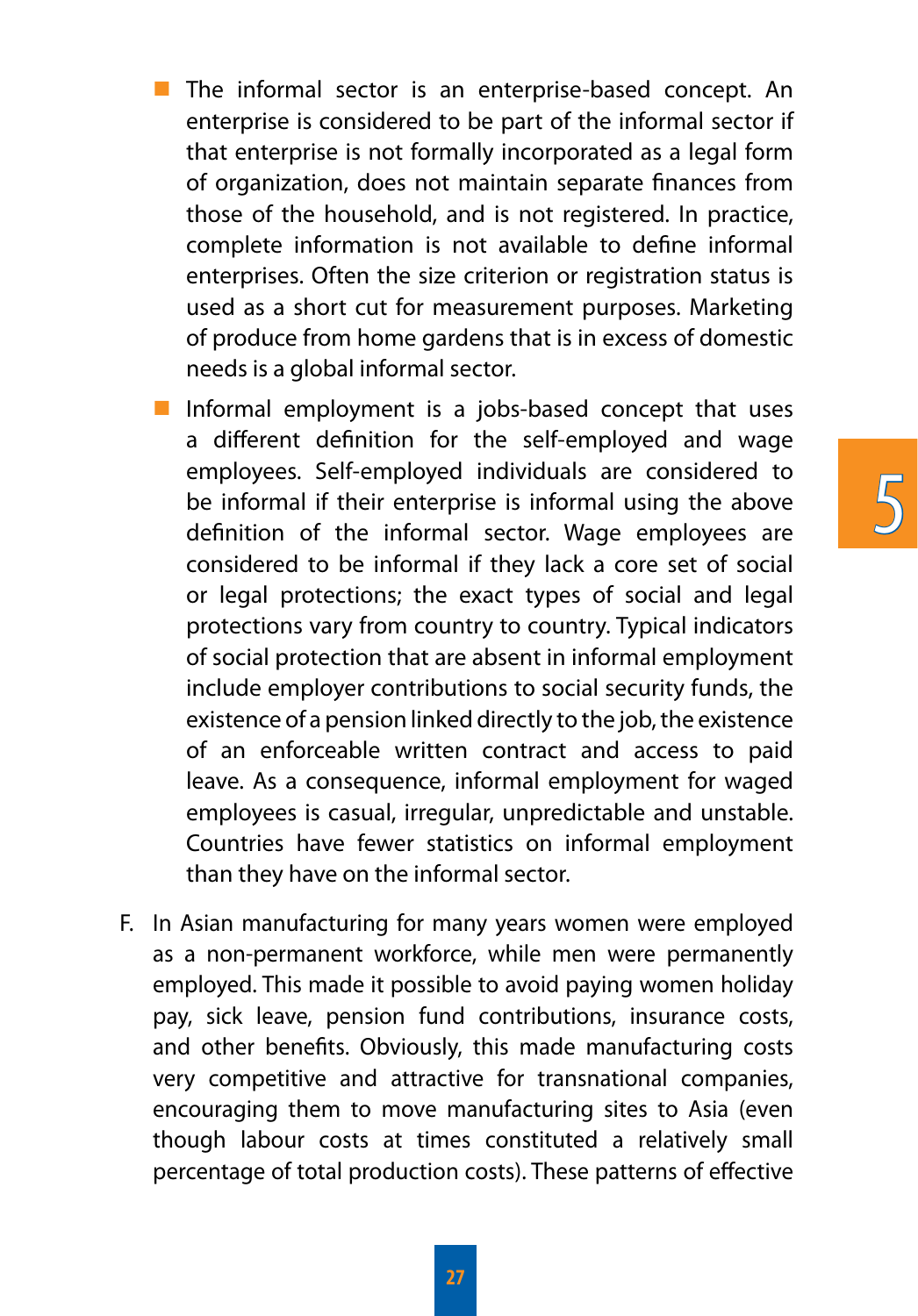- The informal sector is an enterprise-based concept. An enterprise is considered to be part of the informal sector if that enterprise is not formally incorporated as a legal form of organization, does not maintain separate finances from those of the household, and is not registered. In practice, complete information is not available to define informal enterprises. Often the size criterion or registration status is used as a short cut for measurement purposes. Marketing of produce from home gardens that is in excess of domestic needs is a global informal sector.
- Informal employment is a jobs-based concept that uses a different definition for the self-employed and wage employees. Self-employed individuals are considered to be informal if their enterprise is informal using the above definition of the informal sector. Wage employees are considered to be informal if they lack a core set of social or legal protections; the exact types of social and legal protections vary from country to country. Typical indicators of social protection that are absent in informal employment include employer contributions to social security funds, the existence of a pension linked directly to the job, the existence of an enforceable written contract and access to paid leave. As a consequence, informal employment for waged employees is casual, irregular, unpredictable and unstable. Countries have fewer statistics on informal employment than they have on the informal sector.

F. In Asian manufacturing for many years women were employed as a non-permanent workforce, while men were permanently employed. This made it possible to avoid paying women holiday pay, sick leave, pension fund contributions, insurance costs, and other benefits. Obviously, this made manufacturing costs very competitive and attractive for transnational companies, encouraging them to move manufacturing sites to Asia (even though labour costs at times constituted a relatively small percentage of total production costs). These patterns of effective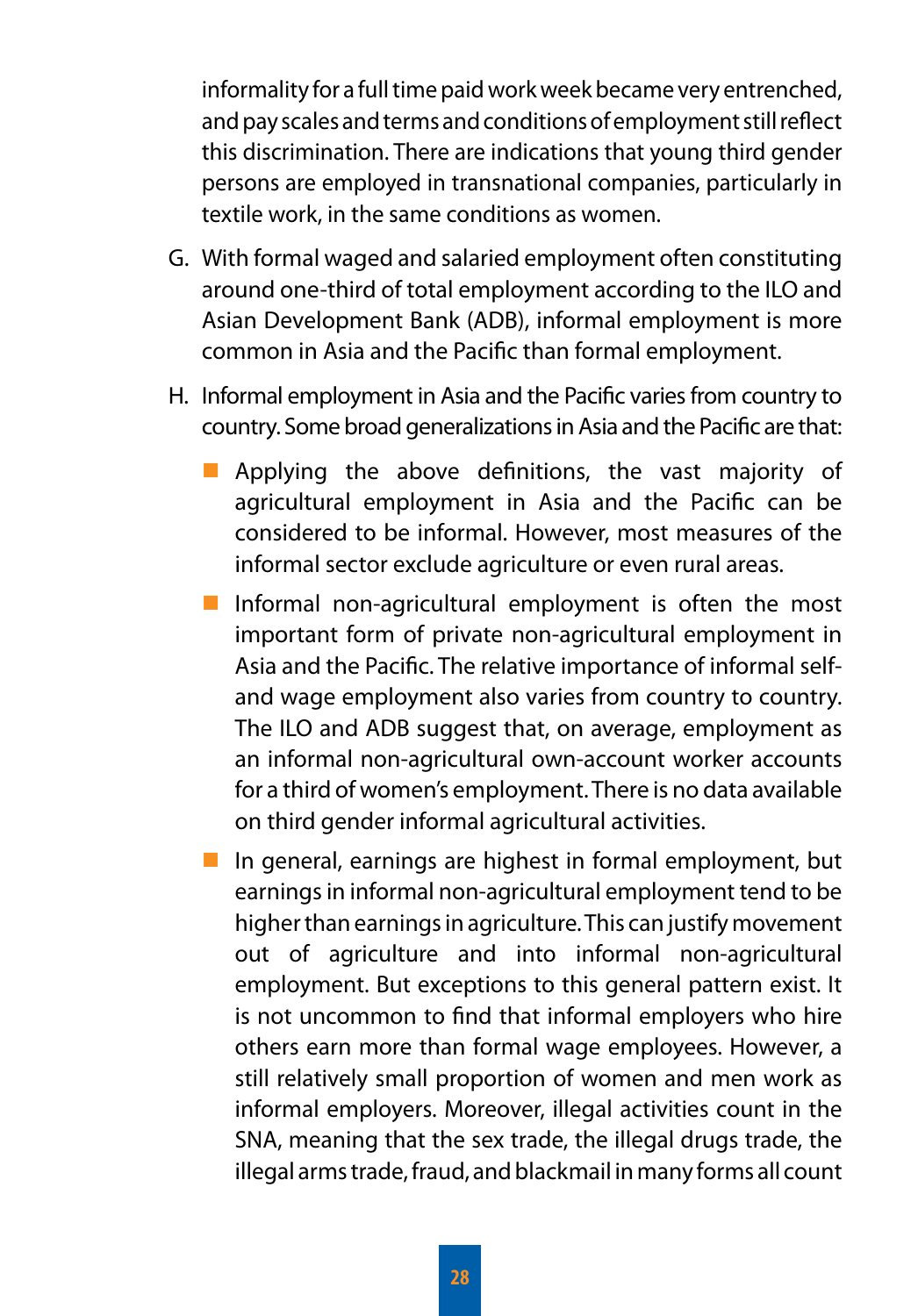informality for a full time paid work week became very entrenched, and pay scales and terms and conditions of employment still reflect this discrimination. There are indications that young third gender persons are employed in transnational companies, particularly in textile work, in the same conditions as women.

G. With formal waged and salaried employment often constituting around one-third of total employment according to the ILO and Asian Development Bank (ADB), informal employment is more common in Asia and the Pacific than formal employment.

H. Informal employment in Asia and the Pacific varies from country to country. Some broad generalizations in Asia and the Pacific are that:

- Applying the above definitions, the vast majority of agricultural employment in Asia and the Pacific can be considered to be informal. However, most measures of the informal sector exclude agriculture or even rural areas.
- Informal non-agricultural employment is often the most important form of private non-agricultural employment in Asia and the Pacific. The relative importance of informal self- and wage employment also varies from country to country. The ILO and ADB suggest that, on average, employment as an informal non-agricultural own-account worker accounts for a third of women's employment. There is no data available on third gender informal agricultural activities.
- In general, earnings are highest in formal employment, but earnings in informal non-agricultural employment tend to be higher than earnings in agriculture. This can justify movement out of agriculture and into informal non-agricultural employment. But exceptions to this general pattern exist. It is not uncommon to find that informal employers who hire others earn more than formal wage employees. However, a still relatively small proportion of women and men work as informal employers. Moreover, illegal activities count in the SNA, meaning that the sex trade, the illegal drugs trade, the illegal arms trade, fraud, and blackmail in many forms all count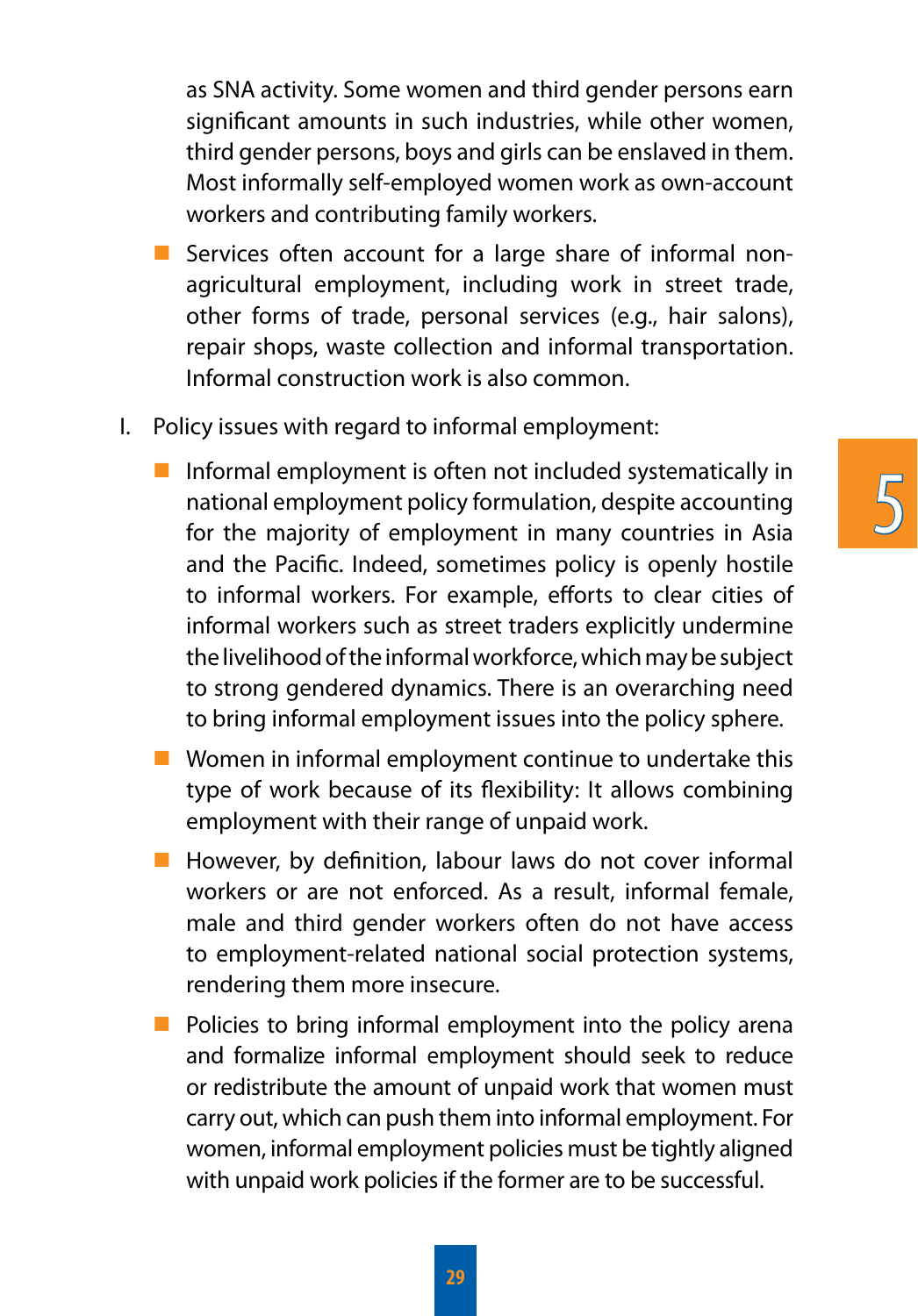as SNA activity. Some women and third gender persons earn significant amounts in such industries, while other women, third gender persons, boys and girls can be enslaved in them. Most informally self-employed women work as own-account workers and contributing family workers.

- Services often account for a large share of informal non-agricultural employment, including work in street trade, other forms of trade, personal services (e.g., hair salons), repair shops, waste collection and informal transportation. Informal construction work is also common.

I. Policy issues with regard to informal employment:

- Informal employment is often not included systematically in national employment policy formulation, despite accounting for the majority of employment in many countries in Asia and the Pacific. Indeed, sometimes policy is openly hostile to informal workers. For example, efforts to clear cities of informal workers such as street traders explicitly undermine the livelihood of the informal workforce, which may be subject to strong gendered dynamics. There is an overarching need to bring informal employment issues into the policy sphere.
- Women in informal employment continue to undertake this type of work because of its flexibility: It allows combining employment with their range of unpaid work.
- However, by definition, labour laws do not cover informal workers or are not enforced. As a result, informal female, male and third gender workers often do not have access to employment-related national social protection systems, rendering them more insecure.
- Policies to bring informal employment into the policy arena and formalize informal employment should seek to reduce or redistribute the amount of unpaid work that women must carry out, which can push them into informal employment. For women, informal employment policies must be tightly aligned with unpaid work policies if the former are to be successful.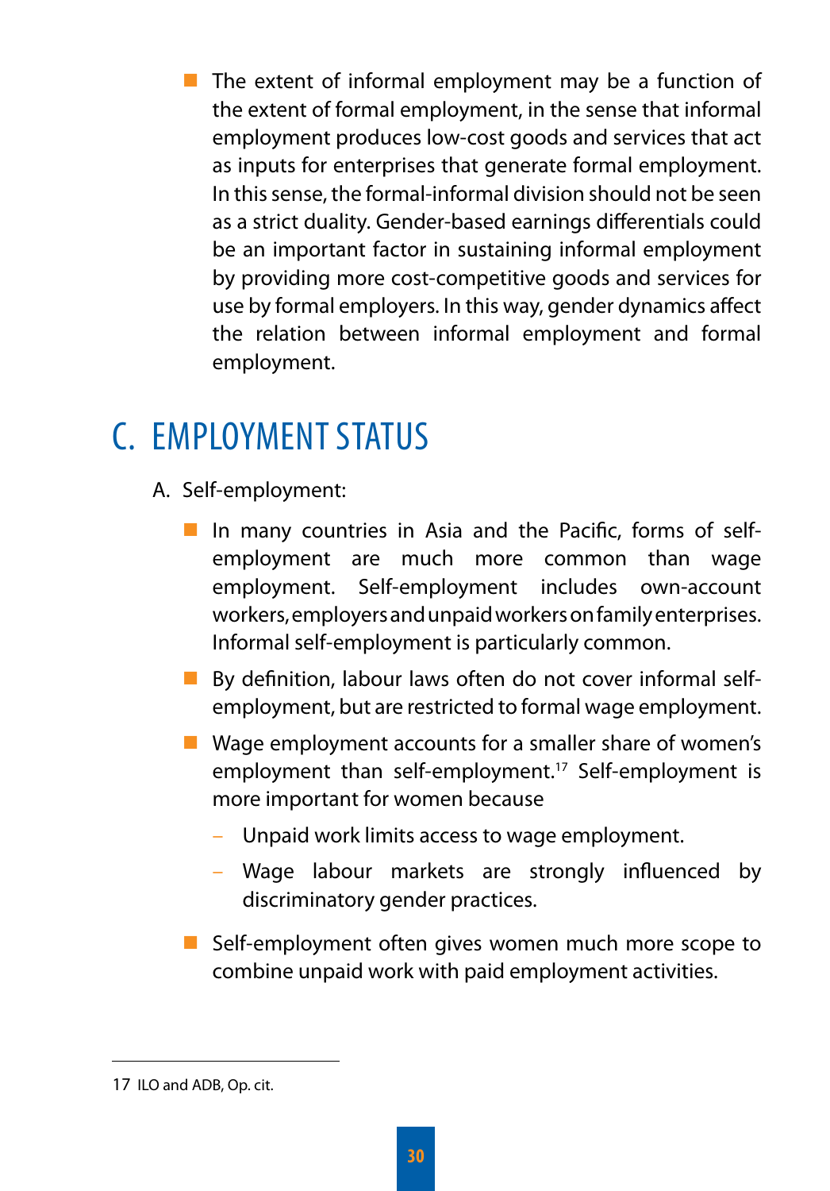- The extent of informal employment may be a function of the extent of formal employment, in the sense that informal employment produces low-cost goods and services that act as inputs for enterprises that generate formal employment. In this sense, the formal-informal division should not be seen as a strict duality. Gender-based earnings differentials could be an important factor in sustaining informal employment by providing more cost-competitive goods and services for use by formal employers. In this way, gender dynamics affect the relation between informal employment and formal employment.

# C. EMPLOYMENT STATUS

A. Self-employment:

- In many countries in Asia and the Pacific, forms of self-employment are much more common than wage employment. Self-employment includes own-account workers, employers and unpaid workers on family enterprises. Informal self-employment is particularly common.
- By definition, labour laws often do not cover informal self-employment, but are restricted to formal wage employment.
- Wage employment accounts for a smaller share of women's employment than self-employment.[17] Self-employment is more important for women because
  - Unpaid work limits access to wage employment.
  - Wage labour markets are strongly influenced by discriminatory gender practices.
- Self-employment often gives women much more scope to combine unpaid work with paid employment activities.

---

17 ILO and ADB, Op. cit.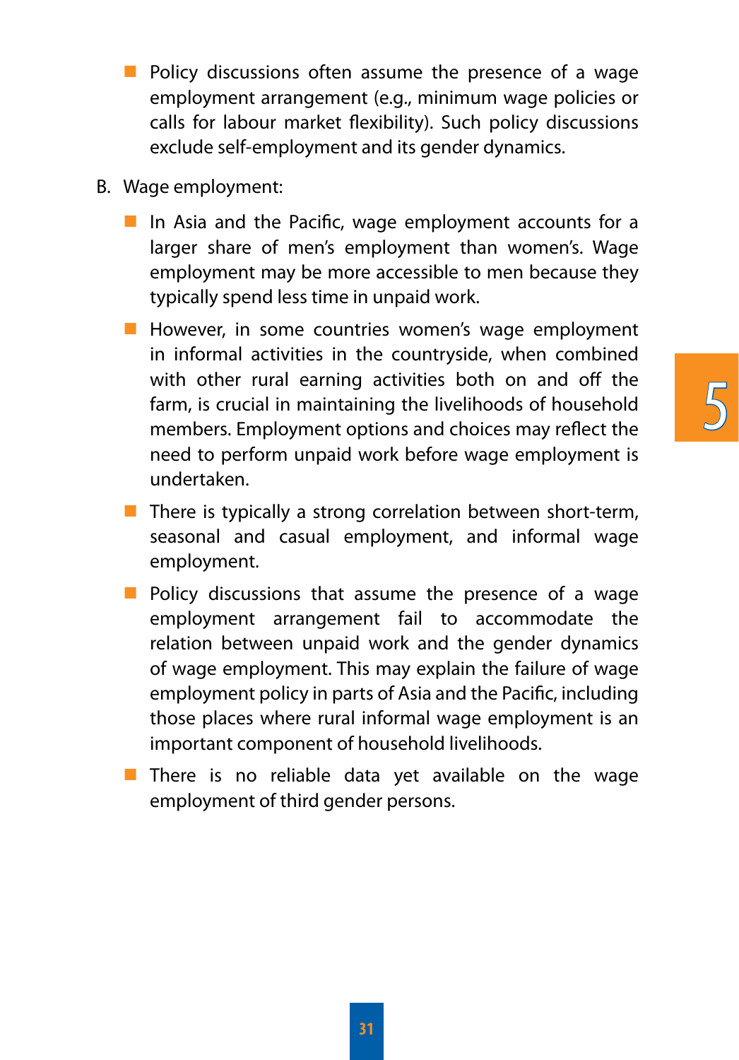- Policy discussions often assume the presence of a wage employment arrangement (e.g., minimum wage policies or calls for labour market flexibility). Such policy discussions exclude self-employment and its gender dynamics.

B. Wage employment:

- In Asia and the Pacific, wage employment accounts for a larger share of men's employment than women's. Wage employment may be more accessible to men because they typically spend less time in unpaid work.
- However, in some countries women's wage employment in informal activities in the countryside, when combined with other rural earning activities both on and off the farm, is crucial in maintaining the livelihoods of household members. Employment options and choices may reflect the need to perform unpaid work before wage employment is undertaken.
- There is typically a strong correlation between short-term, seasonal and casual employment, and informal wage employment.
- Policy discussions that assume the presence of a wage employment arrangement fail to accommodate the relation between unpaid work and the gender dynamics of wage employment. This may explain the failure of wage employment policy in parts of Asia and the Pacific, including those places where rural informal wage employment is an important component of household livelihoods.
- There is no reliable data yet available on the wage employment of third gender persons.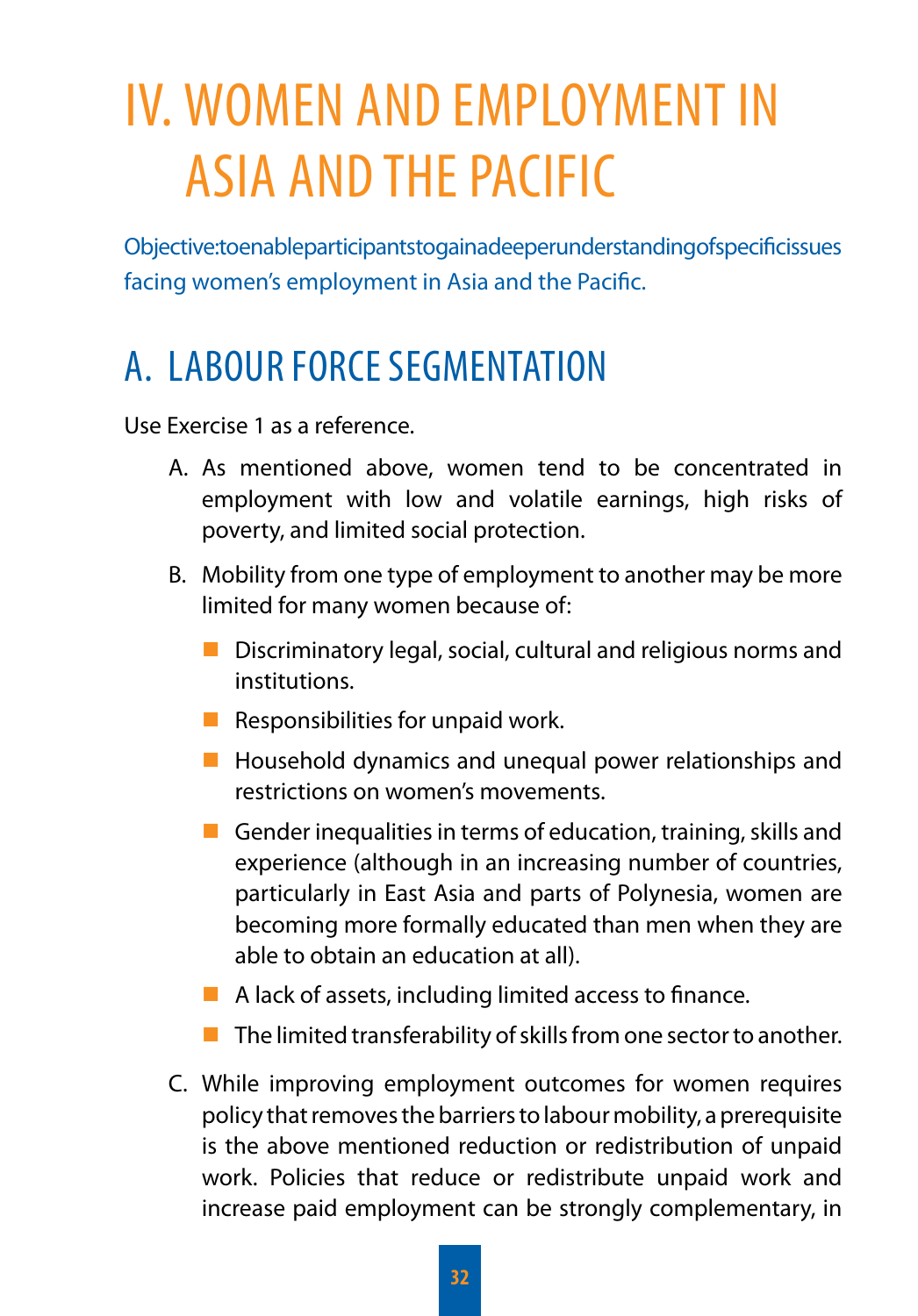# IV. WOMEN AND EMPLOYMENT IN ASIA AND THE PACIFIC

Objective: to enable participants to gain a deeper understanding of specific issues facing women's employment in Asia and the Pacific.

## A. LABOUR FORCE SEGMENTATION

Use Exercise 1 as a reference.

A. As mentioned above, women tend to be concentrated in employment with low and volatile earnings, high risks of poverty, and limited social protection.

B. Mobility from one type of employment to another may be more limited for many women because of:

- Discriminatory legal, social, cultural and religious norms and institutions.
- Responsibilities for unpaid work.
- Household dynamics and unequal power relationships and restrictions on women's movements.
- Gender inequalities in terms of education, training, skills and experience (although in an increasing number of countries, particularly in East Asia and parts of Polynesia, women are becoming more formally educated than men when they are able to obtain an education at all).
- A lack of assets, including limited access to finance.
- The limited transferability of skills from one sector to another.

C. While improving employment outcomes for women requires policy that removes the barriers to labour mobility, a prerequisite is the above mentioned reduction or redistribution of unpaid work. Policies that reduce or redistribute unpaid work and increase paid employment can be strongly complementary, in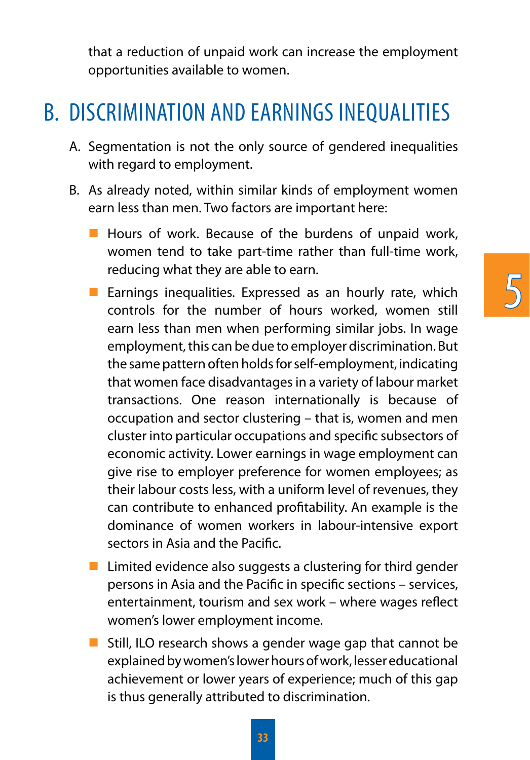that a reduction of unpaid work can increase the employment opportunities available to women.

## B. DISCRIMINATION AND EARNINGS INEQUALITIES

A. Segmentation is not the only source of gendered inequalities with regard to employment.

B. As already noted, within similar kinds of employment women earn less than men. Two factors are important here:

- Hours of work. Because of the burdens of unpaid work, women tend to take part-time rather than full-time work, reducing what they are able to earn.
- Earnings inequalities. Expressed as an hourly rate, which controls for the number of hours worked, women still earn less than men when performing similar jobs. In wage employment, this can be due to employer discrimination. But the same pattern often holds for self-employment, indicating that women face disadvantages in a variety of labour market transactions. One reason internationally is because of occupation and sector clustering – that is, women and men cluster into particular occupations and specific subsectors of economic activity. Lower earnings in wage employment can give rise to employer preference for women employees; as their labour costs less, with a uniform level of revenues, they can contribute to enhanced profitability. An example is the dominance of women workers in labour-intensive export sectors in Asia and the Pacific.
- Limited evidence also suggests a clustering for third gender persons in Asia and the Pacific in specific sections – services, entertainment, tourism and sex work – where wages reflect women's lower employment income.
- Still, ILO research shows a gender wage gap that cannot be explained by women's lower hours of work, lesser educational achievement or lower years of experience; much of this gap is thus generally attributed to discrimination.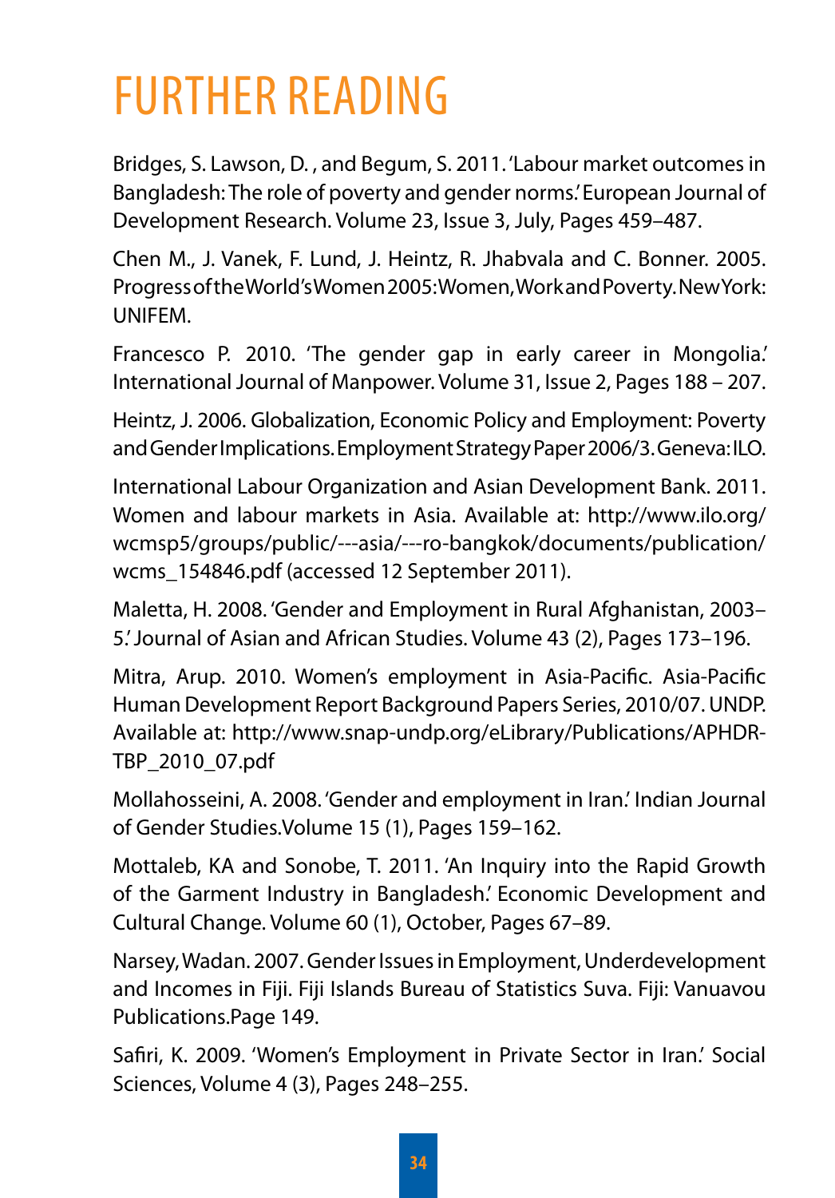# FURTHER READING

Bridges, S. Lawson, D. , and Begum, S. 2011. 'Labour market outcomes in Bangladesh: The role of poverty and gender norms.' European Journal of Development Research. Volume 23, Issue 3, July, Pages 459–487.

Chen M., J. Vanek, F. Lund, J. Heintz, R. Jhabvala and C. Bonner. 2005. Progress of the World's Women 2005: Women, Work and Poverty. New York: UNIFEM.

Francesco P. 2010. 'The gender gap in early career in Mongolia.' International Journal of Manpower. Volume 31, Issue 2, Pages 188 – 207.

Heintz, J. 2006. Globalization, Economic Policy and Employment: Poverty and Gender Implications. Employment Strategy Paper 2006/3. Geneva: ILO.

International Labour Organization and Asian Development Bank. 2011. Women and labour markets in Asia. Available at: http://www.ilo.org/wcmsp5/groups/public/---asia/---ro-bangkok/documents/publication/wcms_154846.pdf (accessed 12 September 2011).

Maletta, H. 2008. 'Gender and Employment in Rural Afghanistan, 2003–5.' Journal of Asian and African Studies. Volume 43 (2), Pages 173–196.

Mitra, Arup. 2010. Women's employment in Asia-Pacific. Asia-Pacific Human Development Report Background Papers Series, 2010/07. UNDP. Available at: http://www.snap-undp.org/eLibrary/Publications/APHDR-TBP_2010_07.pdf

Mollahosseini, A. 2008. 'Gender and employment in Iran.' Indian Journal of Gender Studies.Volume 15 (1), Pages 159–162.

Mottaleb, KA and Sonobe, T. 2011. 'An Inquiry into the Rapid Growth of the Garment Industry in Bangladesh.' Economic Development and Cultural Change. Volume 60 (1), October, Pages 67–89.

Narsey, Wadan. 2007. Gender Issues in Employment, Underdevelopment and Incomes in Fiji. Fiji Islands Bureau of Statistics Suva. Fiji: Vanuavou Publications.Page 149.

Safiri, K. 2009. 'Women's Employment in Private Sector in Iran.' Social Sciences, Volume 4 (3), Pages 248–255.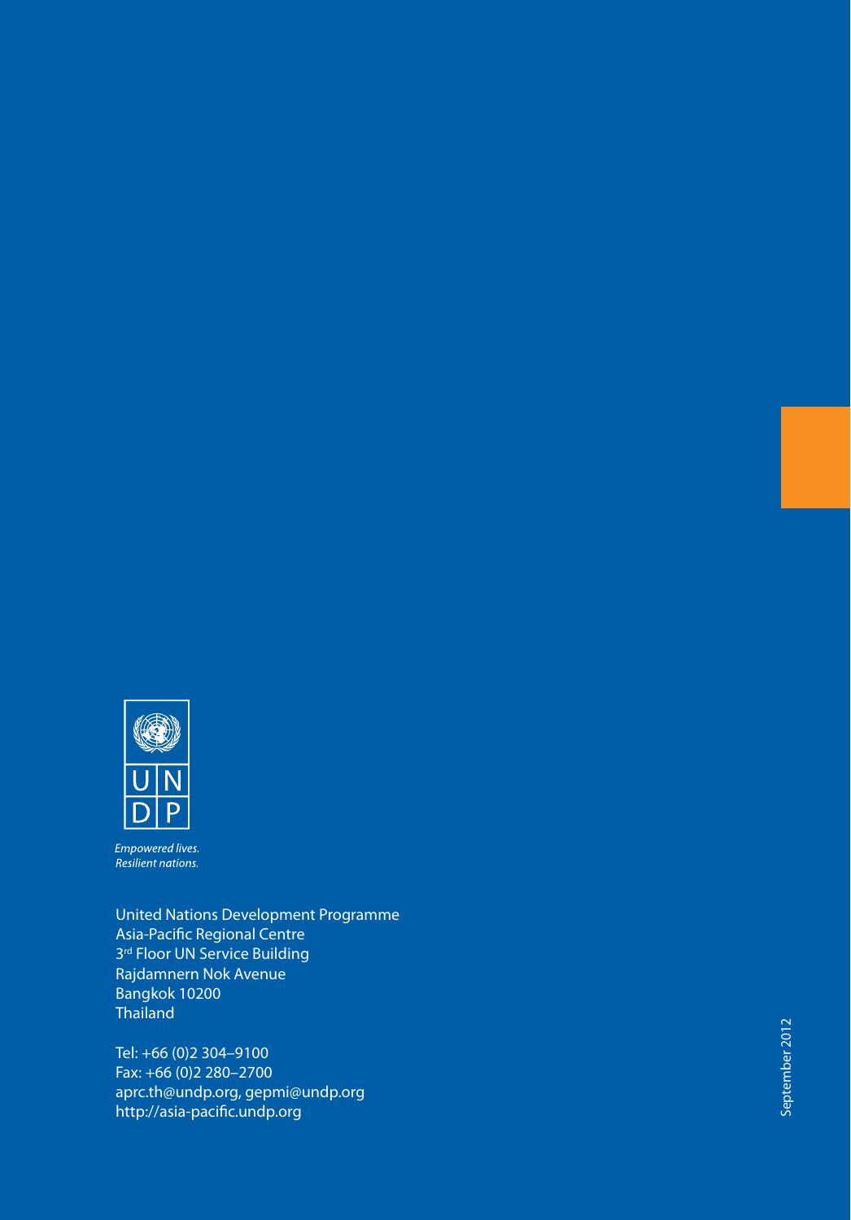*Empowered lives.*
*Resilient nations.*

United Nations Development Programme
Asia-Pacific Regional Centre
3rd Floor UN Service Building
Rajdamnern Nok Avenue
Bangkok 10200
Thailand

Tel: +66 (0)2 304–9100
Fax: +66 (0)2 280–2700
aprc.th@undp.org, gepmi@undp.org
http://asia-pacific.undp.org

September 2012